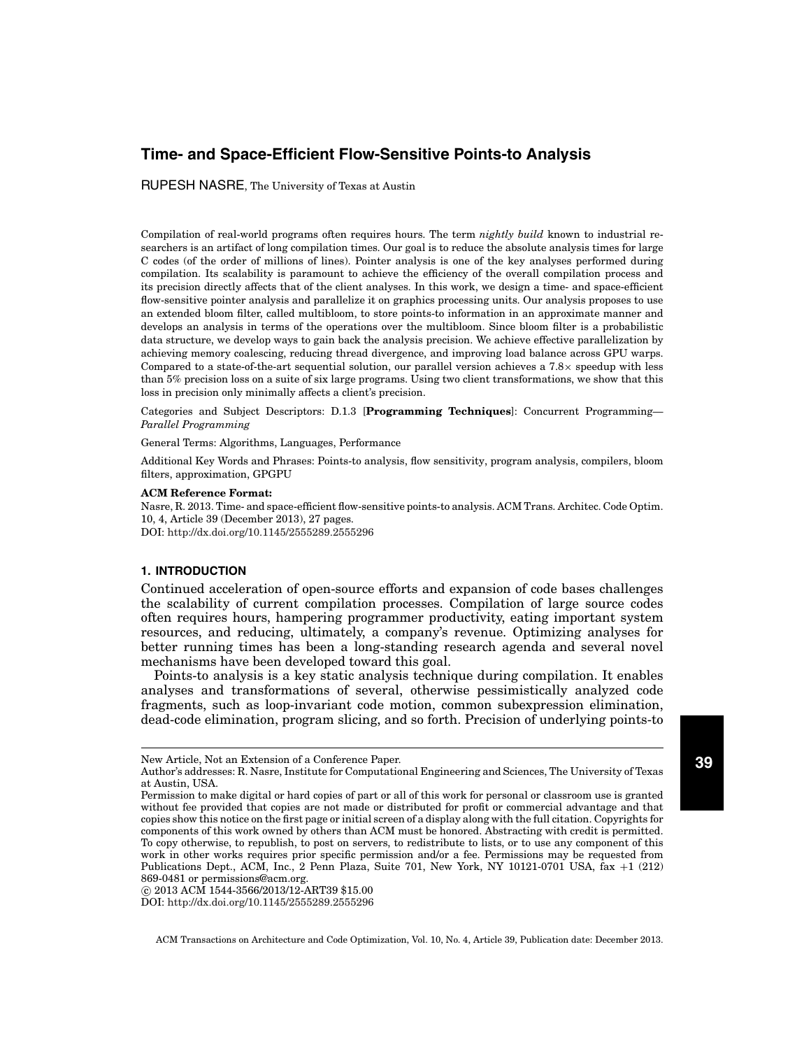# Time- and Space-Efficient Flow-Sensitive Points-to Analysis

RUPESH NASRE, The University of Texas at Austin

Compilation of real-world programs often requires hours. The term *nightly build* known to industrial researchers is an artifact of long compilation times. Our goal is to reduce the absolute analysis times for large C codes (of the order of millions of lines). Pointer analysis is one of the key analyses performed during compilation. Its scalability is paramount to achieve the efficiency of the overall compilation process and its precision directly affects that of the client analyses. In this work, we design a time- and space-efficient flow-sensitive pointer analysis and parallelize it on graphics processing units. Our analysis proposes to use an extended bloom filter, called multibloom, to store points-to information in an approximate manner and develops an analysis in terms of the operations over the multibloom. Since bloom filter is a probabilistic data structure, we develop ways to gain back the analysis precision. We achieve effective parallelization by achieving memory coalescing, reducing thread divergence, and improving load balance across GPU warps. Compared to a state-of-the-art sequential solution, our parallel version achieves a 7.8× speedup with less than 5% precision loss on a suite of six large programs. Using two client transformations, we show that this loss in precision only minimally affects a client's precision.

Categories and Subject Descriptors: D.1.3 [**Programming Techniques**]: Concurrent Programming—*Parallel Programming*

General Terms: Algorithms, Languages, Performance

Additional Key Words and Phrases: Points-to analysis, flow sensitivity, program analysis, compilers, bloom filters, approximation, GPGPU

**ACM Reference Format:**

Nasre, R. 2013. Time- and space-efficient flow-sensitive points-to analysis. ACM Trans. Architec. Code Optim. 10, 4, Article 39 (December 2013), 27 pages.
DOI: http://dx.doi.org/10.1145/2555289.2555296

## 1. INTRODUCTION

Continued acceleration of open-source efforts and expansion of code bases challenges the scalability of current compilation processes. Compilation of large source codes often requires hours, hampering programmer productivity, eating important system resources, and reducing, ultimately, a company's revenue. Optimizing analyses for better running times has been a long-standing research agenda and several novel mechanisms have been developed toward this goal.

Points-to analysis is a key static analysis technique during compilation. It enables analyses and transformations of several, otherwise pessimistically analyzed code fragments, such as loop-invariant code motion, common subexpression elimination, dead-code elimination, program slicing, and so forth. Precision of underlying points-to

---

New Article, Not an Extension of a Conference Paper.

Author's addresses: R. Nasre, Institute for Computational Engineering and Sciences, The University of Texas at Austin, USA.

Permission to make digital or hard copies of part or all of this work for personal or classroom use is granted without fee provided that copies are not made or distributed for profit or commercial advantage and that copies show this notice on the first page or initial screen of a display along with the full citation. Copyrights for components of this work owned by others than ACM must be honored. Abstracting with credit is permitted. To copy otherwise, to republish, to post on servers, to redistribute to lists, or to use any component of this work in other works requires prior specific permission and/or a fee. Permissions may be requested from Publications Dept., ACM, Inc., 2 Penn Plaza, Suite 701, New York, NY 10121-0701 USA, fax +1 (212) 869-0481 or permissions@acm.org.

© 2013 ACM 1544-3566/2013/12-ART39 $15.00

DOI: http://dx.doi.org/10.1145/2555289.2555296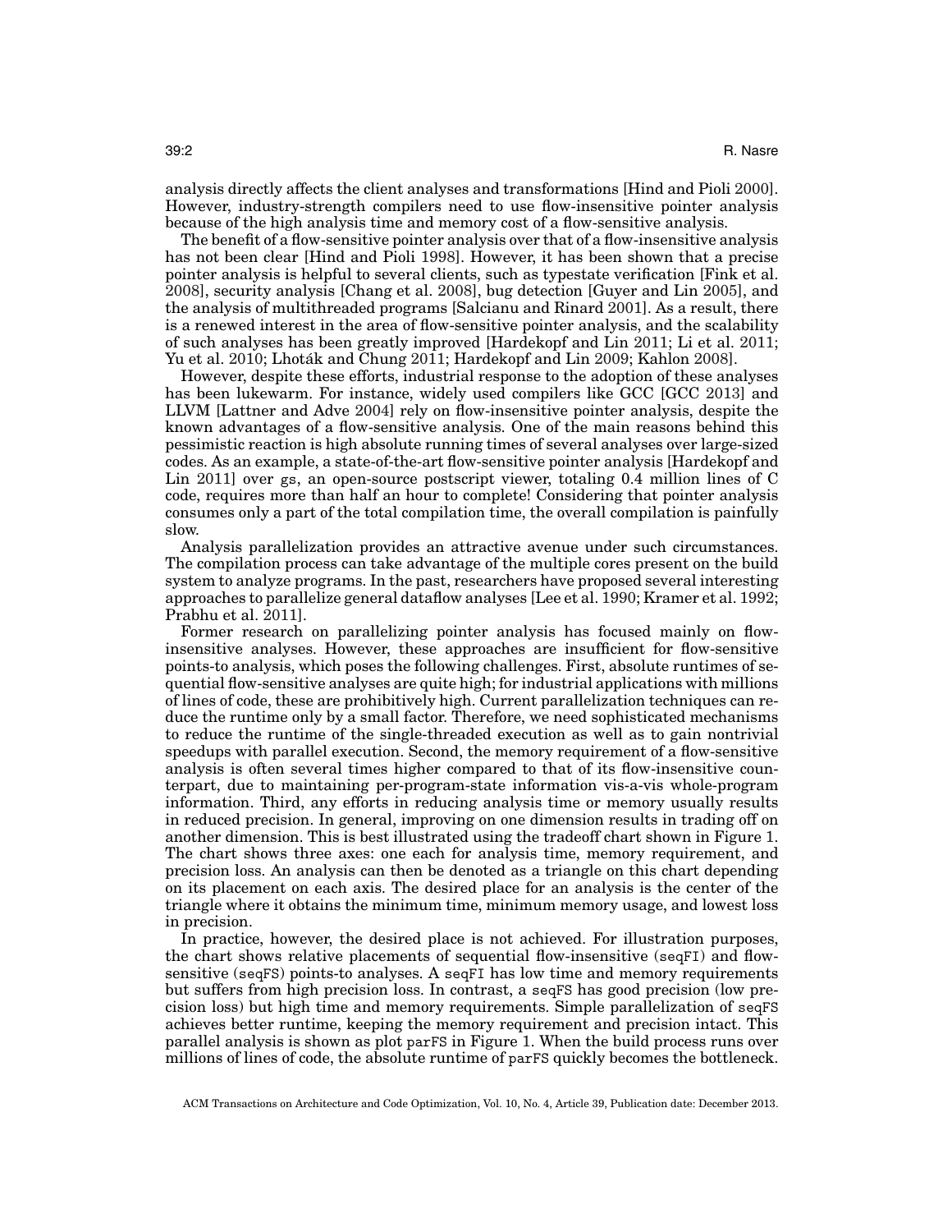analysis directly affects the client analyses and transformations [Hind and Pioli 2000]. However, industry-strength compilers need to use flow-insensitive pointer analysis because of the high analysis time and memory cost of a flow-sensitive analysis.

The benefit of a flow-sensitive pointer analysis over that of a flow-insensitive analysis has not been clear [Hind and Pioli 1998]. However, it has been shown that a precise pointer analysis is helpful to several clients, such as typestate verification [Fink et al. 2008], security analysis [Chang et al. 2008], bug detection [Guyer and Lin 2005], and the analysis of multithreaded programs [Salcianu and Rinard 2001]. As a result, there is a renewed interest in the area of flow-sensitive pointer analysis, and the scalability of such analyses has been greatly improved [Hardekopf and Lin 2011; Li et al. 2011; Yu et al. 2010; Lhoták and Chung 2011; Hardekopf and Lin 2009; Kahlon 2008].

However, despite these efforts, industrial response to the adoption of these analyses has been lukewarm. For instance, widely used compilers like GCC [GCC 2013] and LLVM [Lattner and Adve 2004] rely on flow-insensitive pointer analysis, despite the known advantages of a flow-sensitive analysis. One of the main reasons behind this pessimistic reaction is high absolute running times of several analyses over large-sized codes. As an example, a state-of-the-art flow-sensitive pointer analysis [Hardekopf and Lin 2011] over gs, an open-source postscript viewer, totaling 0.4 million lines of C code, requires more than half an hour to complete! Considering that pointer analysis consumes only a part of the total compilation time, the overall compilation is painfully slow.

Analysis parallelization provides an attractive avenue under such circumstances. The compilation process can take advantage of the multiple cores present on the build system to analyze programs. In the past, researchers have proposed several interesting approaches to parallelize general dataflow analyses [Lee et al. 1990; Kramer et al. 1992; Prabhu et al. 2011].

Former research on parallelizing pointer analysis has focused mainly on flow-insensitive analyses. However, these approaches are insufficient for flow-sensitive points-to analysis, which poses the following challenges. First, absolute runtimes of sequential flow-sensitive analyses are quite high; for industrial applications with millions of lines of code, these are prohibitively high. Current parallelization techniques can reduce the runtime only by a small factor. Therefore, we need sophisticated mechanisms to reduce the runtime of the single-threaded execution as well as to gain nontrivial speedups with parallel execution. Second, the memory requirement of a flow-sensitive analysis is often several times higher compared to that of its flow-insensitive counterpart, due to maintaining per-program-state information vis-a-vis whole-program information. Third, any efforts in reducing analysis time or memory usually results in reduced precision. In general, improving on one dimension results in trading off on another dimension. This is best illustrated using the tradeoff chart shown in Figure 1. The chart shows three axes: one each for analysis time, memory requirement, and precision loss. An analysis can then be denoted as a triangle on this chart depending on its placement on each axis. The desired place for an analysis is the center of the triangle where it obtains the minimum time, minimum memory usage, and lowest loss in precision.

In practice, however, the desired place is not achieved. For illustration purposes, the chart shows relative placements of sequential flow-insensitive (`seqFI`) and flow-sensitive (`seqFS`) points-to analyses. A `seqFI` has low time and memory requirements but suffers from high precision loss. In contrast, a `seqFS` has good precision (low precision loss) but high time and memory requirements. Simple parallelization of `seqFS` achieves better runtime, keeping the memory requirement and precision intact. This parallel analysis is shown as plot `parFS` in Figure 1. When the build process runs over millions of lines of code, the absolute runtime of `parFS` quickly becomes the bottleneck.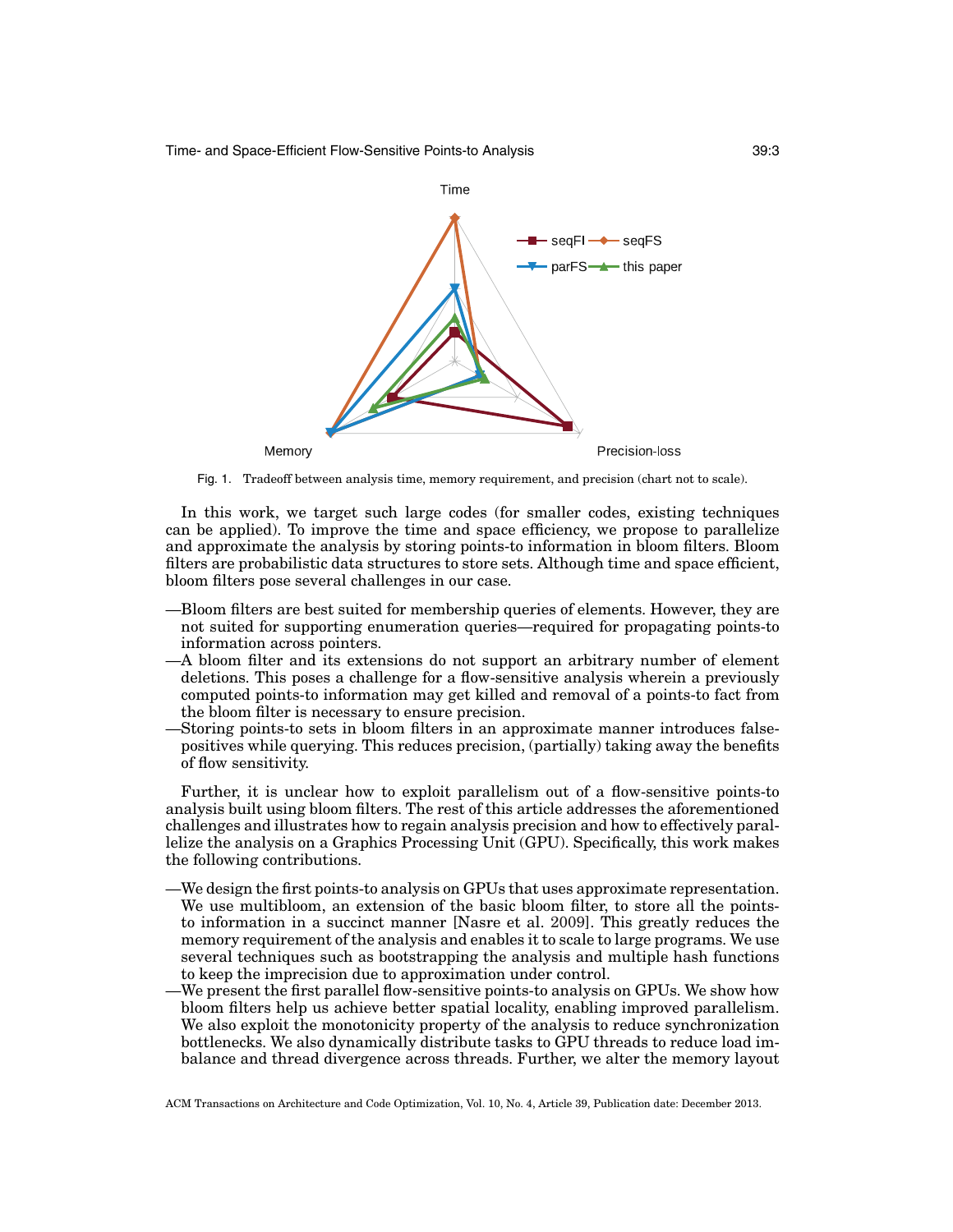Fig. 1. Tradeoff between analysis time, memory requirement, and precision (chart not to scale).

In this work, we target such large codes (for smaller codes, existing techniques can be applied). To improve the time and space efficiency, we propose to parallelize and approximate the analysis by storing points-to information in bloom filters. Bloom filters are probabilistic data structures to store sets. Although time and space efficient, bloom filters pose several challenges in our case.

—Bloom filters are best suited for membership queries of elements. However, they are not suited for supporting enumeration queries—required for propagating points-to information across pointers.
—A bloom filter and its extensions do not support an arbitrary number of element deletions. This poses a challenge for a flow-sensitive analysis wherein a previously computed points-to information may get killed and removal of a points-to fact from the bloom filter is necessary to ensure precision.
—Storing points-to sets in bloom filters in an approximate manner introduces false-positives while querying. This reduces precision, (partially) taking away the benefits of flow sensitivity.

Further, it is unclear how to exploit parallelism out of a flow-sensitive points-to analysis built using bloom filters. The rest of this article addresses the aforementioned challenges and illustrates how to regain analysis precision and how to effectively parallelize the analysis on a Graphics Processing Unit (GPU). Specifically, this work makes the following contributions.

—We design the first points-to analysis on GPUs that uses approximate representation. We use multibloom, an extension of the basic bloom filter, to store all the points-to information in a succinct manner [Nasre et al. 2009]. This greatly reduces the memory requirement of the analysis and enables it to scale to large programs. We use several techniques such as bootstrapping the analysis and multiple hash functions to keep the imprecision due to approximation under control.
—We present the first parallel flow-sensitive points-to analysis on GPUs. We show how bloom filters help us achieve better spatial locality, enabling improved parallelism. We also exploit the monotonicity property of the analysis to reduce synchronization bottlenecks. We also dynamically distribute tasks to GPU threads to reduce load imbalance and thread divergence across threads. Further, we alter the memory layout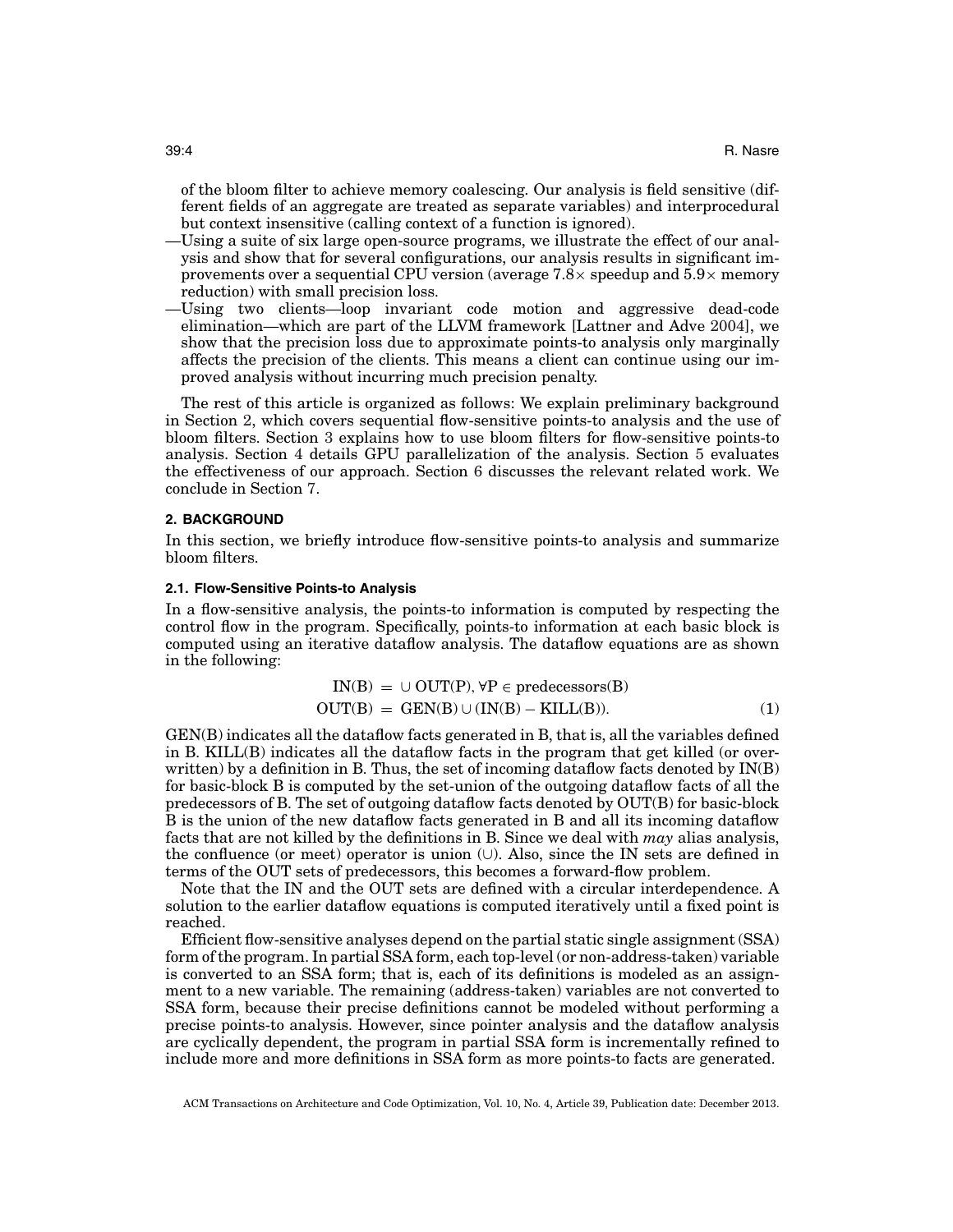of the bloom filter to achieve memory coalescing. Our analysis is field sensitive (different fields of an aggregate are treated as separate variables) and interprocedural but context insensitive (calling context of a function is ignored).

—Using a suite of six large open-source programs, we illustrate the effect of our analysis and show that for several configurations, our analysis results in significant improvements over a sequential CPU version (average 7.8× speedup and 5.9× memory reduction) with small precision loss.

—Using two clients—loop invariant code motion and aggressive dead-code elimination—which are part of the LLVM framework [Lattner and Adve 2004], we show that the precision loss due to approximate points-to analysis only marginally affects the precision of the clients. This means a client can continue using our improved analysis without incurring much precision penalty.

The rest of this article is organized as follows: We explain preliminary background in Section 2, which covers sequential flow-sensitive points-to analysis and the use of bloom filters. Section 3 explains how to use bloom filters for flow-sensitive points-to analysis. Section 4 details GPU parallelization of the analysis. Section 5 evaluates the effectiveness of our approach. Section 6 discusses the relevant related work. We conclude in Section 7.

## 2. BACKGROUND

In this section, we briefly introduce flow-sensitive points-to analysis and summarize bloom filters.

### 2.1. Flow-Sensitive Points-to Analysis

In a flow-sensitive analysis, the points-to information is computed by respecting the control flow in the program. Specifically, points-to information at each basic block is computed using an iterative dataflow analysis. The dataflow equations are as shown in the following:

$$\begin{aligned} \mathrm{IN(B)} &= \cup\, \mathrm{OUT(P)}, \forall \mathrm{P} \in \mathrm{predecessors(B)} \\ \mathrm{OUT(B)} &= \mathrm{GEN(B)} \cup (\mathrm{IN(B)} - \mathrm{KILL(B)}). \end{aligned} \tag{1}$$

GEN(B) indicates all the dataflow facts generated in B, that is, all the variables defined in B. KILL(B) indicates all the dataflow facts in the program that get killed (or overwritten) by a definition in B. Thus, the set of incoming dataflow facts denoted by IN(B) for basic-block B is computed by the set-union of the outgoing dataflow facts of all the predecessors of B. The set of outgoing dataflow facts denoted by OUT(B) for basic-block B is the union of the new dataflow facts generated in B and all its incoming dataflow facts that are not killed by the definitions in B. Since we deal with *may* alias analysis, the confluence (or meet) operator is union (∪). Also, since the IN sets are defined in terms of the OUT sets of predecessors, this becomes a forward-flow problem.

Note that the IN and the OUT sets are defined with a circular interdependence. A solution to the earlier dataflow equations is computed iteratively until a fixed point is reached.

Efficient flow-sensitive analyses depend on the partial static single assignment (SSA) form of the program. In partial SSA form, each top-level (or non-address-taken) variable is converted to an SSA form; that is, each of its definitions is modeled as an assignment to a new variable. The remaining (address-taken) variables are not converted to SSA form, because their precise definitions cannot be modeled without performing a precise points-to analysis. However, since pointer analysis and the dataflow analysis are cyclically dependent, the program in partial SSA form is incrementally refined to include more and more definitions in SSA form as more points-to facts are generated.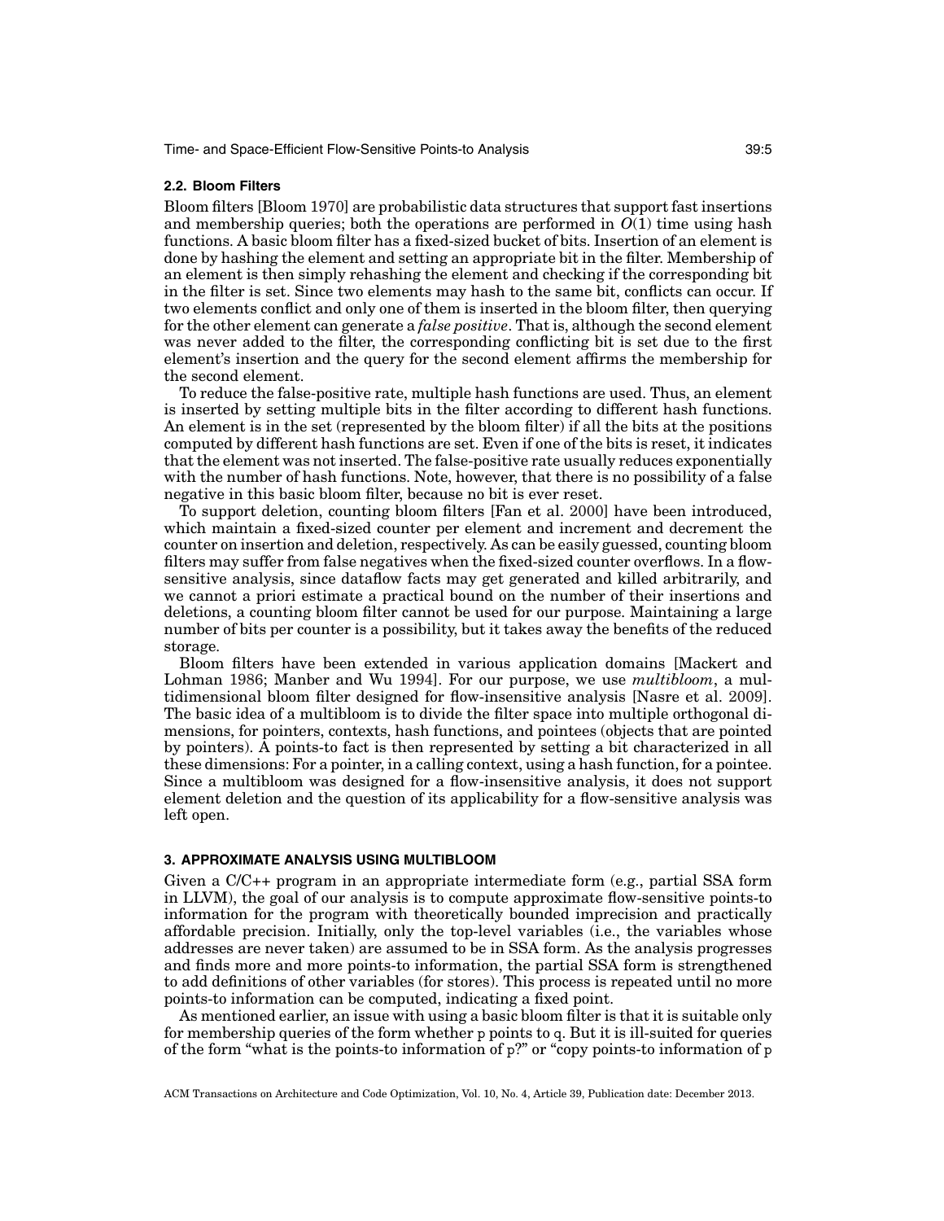### 2.2. Bloom Filters

Bloom filters [Bloom 1970] are probabilistic data structures that support fast insertions and membership queries; both the operations are performed in $O(1)$ time using hash functions. A basic bloom filter has a fixed-sized bucket of bits. Insertion of an element is done by hashing the element and setting an appropriate bit in the filter. Membership of an element is then simply rehashing the element and checking if the corresponding bit in the filter is set. Since two elements may hash to the same bit, conflicts can occur. If two elements conflict and only one of them is inserted in the bloom filter, then querying for the other element can generate a *false positive*. That is, although the second element was never added to the filter, the corresponding conflicting bit is set due to the first element's insertion and the query for the second element affirms the membership for the second element.

To reduce the false-positive rate, multiple hash functions are used. Thus, an element is inserted by setting multiple bits in the filter according to different hash functions. An element is in the set (represented by the bloom filter) if all the bits at the positions computed by different hash functions are set. Even if one of the bits is reset, it indicates that the element was not inserted. The false-positive rate usually reduces exponentially with the number of hash functions. Note, however, that there is no possibility of a false negative in this basic bloom filter, because no bit is ever reset.

To support deletion, counting bloom filters [Fan et al. 2000] have been introduced, which maintain a fixed-sized counter per element and increment and decrement the counter on insertion and deletion, respectively. As can be easily guessed, counting bloom filters may suffer from false negatives when the fixed-sized counter overflows. In a flow-sensitive analysis, since dataflow facts may get generated and killed arbitrarily, and we cannot a priori estimate a practical bound on the number of their insertions and deletions, a counting bloom filter cannot be used for our purpose. Maintaining a large number of bits per counter is a possibility, but it takes away the benefits of the reduced storage.

Bloom filters have been extended in various application domains [Mackert and Lohman 1986; Manber and Wu 1994]. For our purpose, we use *multibloom*, a multidimensional bloom filter designed for flow-insensitive analysis [Nasre et al. 2009]. The basic idea of a multibloom is to divide the filter space into multiple orthogonal dimensions, for pointers, contexts, hash functions, and pointees (objects that are pointed by pointers). A points-to fact is then represented by setting a bit characterized in all these dimensions: For a pointer, in a calling context, using a hash function, for a pointee. Since a multibloom was designed for a flow-insensitive analysis, it does not support element deletion and the question of its applicability for a flow-sensitive analysis was left open.

## 3. APPROXIMATE ANALYSIS USING MULTIBLOOM

Given a C/C++ program in an appropriate intermediate form (e.g., partial SSA form in LLVM), the goal of our analysis is to compute approximate flow-sensitive points-to information for the program with theoretically bounded imprecision and practically affordable precision. Initially, only the top-level variables (i.e., the variables whose addresses are never taken) are assumed to be in SSA form. As the analysis progresses and finds more and more points-to information, the partial SSA form is strengthened to add definitions of other variables (for stores). This process is repeated until no more points-to information can be computed, indicating a fixed point.

As mentioned earlier, an issue with using a basic bloom filter is that it is suitable only for membership queries of the form whether p points to q. But it is ill-suited for queries of the form "what is the points-to information of p?" or "copy points-to information of p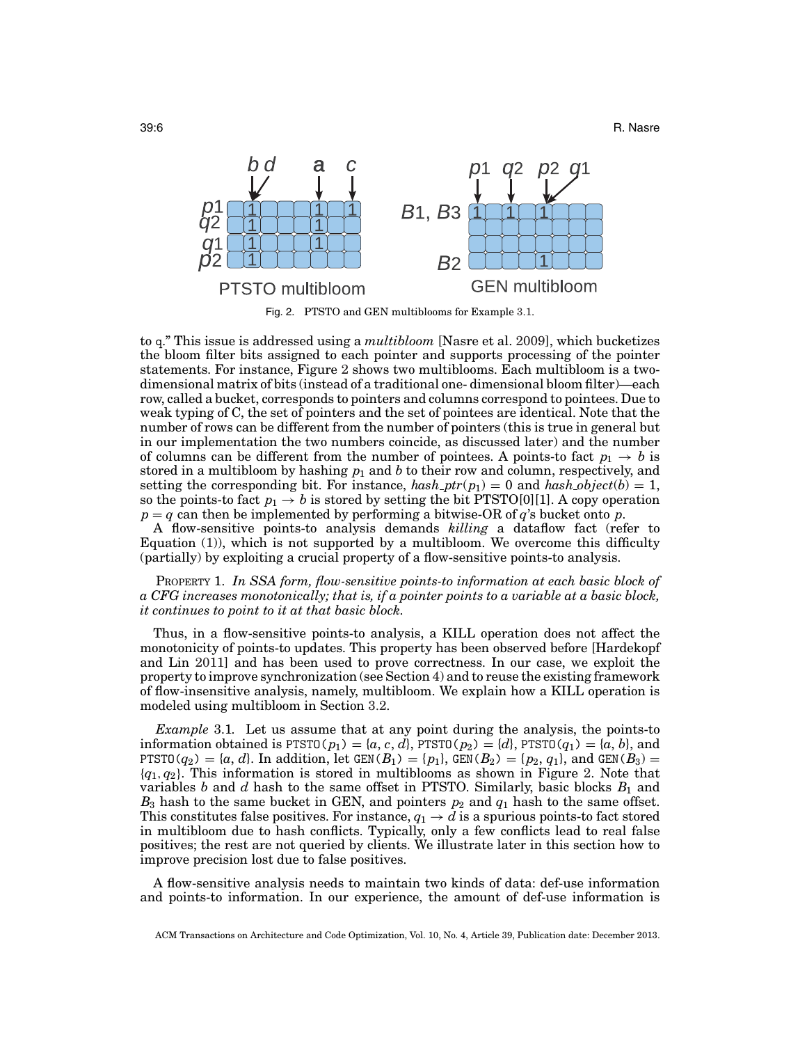Fig. 2. PTSTO and GEN multiblooms for Example 3.1.

to q." This issue is addressed using a *multibloom* [Nasre et al. 2009], which bucketizes the bloom filter bits assigned to each pointer and supports processing of the pointer statements. For instance, Figure 2 shows two multiblooms. Each multibloom is a two-dimensional matrix of bits (instead of a traditional one- dimensional bloom filter)—each row, called a bucket, corresponds to pointers and columns correspond to pointees. Due to weak typing of C, the set of pointers and the set of pointees are identical. Note that the number of rows can be different from the number of pointers (this is true in general but in our implementation the two numbers coincide, as discussed later) and the number of columns can be different from the number of pointees. A points-to fact $p_1 \rightarrow b$ is stored in a multibloom by hashing $p_1$ and $b$ to their row and column, respectively, and setting the corresponding bit. For instance, $hash\_ptr(p_1) = 0$ and $hash\_object(b) = 1$, so the points-to fact $p_1 \rightarrow b$ is stored by setting the bit PTSTO[0][1]. A copy operation $p = q$ can then be implemented by performing a bitwise-OR of $q$'s bucket onto $p$.

A flow-sensitive points-to analysis demands *killing* a dataflow fact (refer to Equation (1)), which is not supported by a multibloom. We overcome this difficulty (partially) by exploiting a crucial property of a flow-sensitive points-to analysis.

PROPERTY 1. *In SSA form, flow-sensitive points-to information at each basic block of a CFG increases monotonically; that is, if a pointer points to a variable at a basic block, it continues to point to it at that basic block.*

Thus, in a flow-sensitive points-to analysis, a KILL operation does not affect the monotonicity of points-to updates. This property has been observed before [Hardekopf and Lin 2011] and has been used to prove correctness. In our case, we exploit the property to improve synchronization (see Section 4) and to reuse the existing framework of flow-insensitive analysis, namely, multibloom. We explain how a KILL operation is modeled using multibloom in Section 3.2.

*Example* 3.1. Let us assume that at any point during the analysis, the points-to information obtained is PTSTO($p_1$) = {$a, c, d$}, PTSTO($p_2$) = {$d$}, PTSTO($q_1$) = {$a, b$}, and PTSTO($q_2$) = {$a, d$}. In addition, let GEN($B_1$) = {$p_1$}, GEN($B_2$) = {$p_2, q_1$}, and GEN($B_3$) = {$q_1, q_2$}. This information is stored in multiblooms as shown in Figure 2. Note that variables $b$ and $d$ hash to the same offset in PTSTO. Similarly, basic blocks $B_1$ and $B_3$ hash to the same bucket in GEN, and pointers $p_2$ and $q_1$ hash to the same offset. This constitutes false positives. For instance, $q_1 \rightarrow d$ is a spurious points-to fact stored in multibloom due to hash conflicts. Typically, only a few conflicts lead to real false positives; the rest are not queried by clients. We illustrate later in this section how to improve precision lost due to false positives.

A flow-sensitive analysis needs to maintain two kinds of data: def-use information and points-to information. In our experience, the amount of def-use information is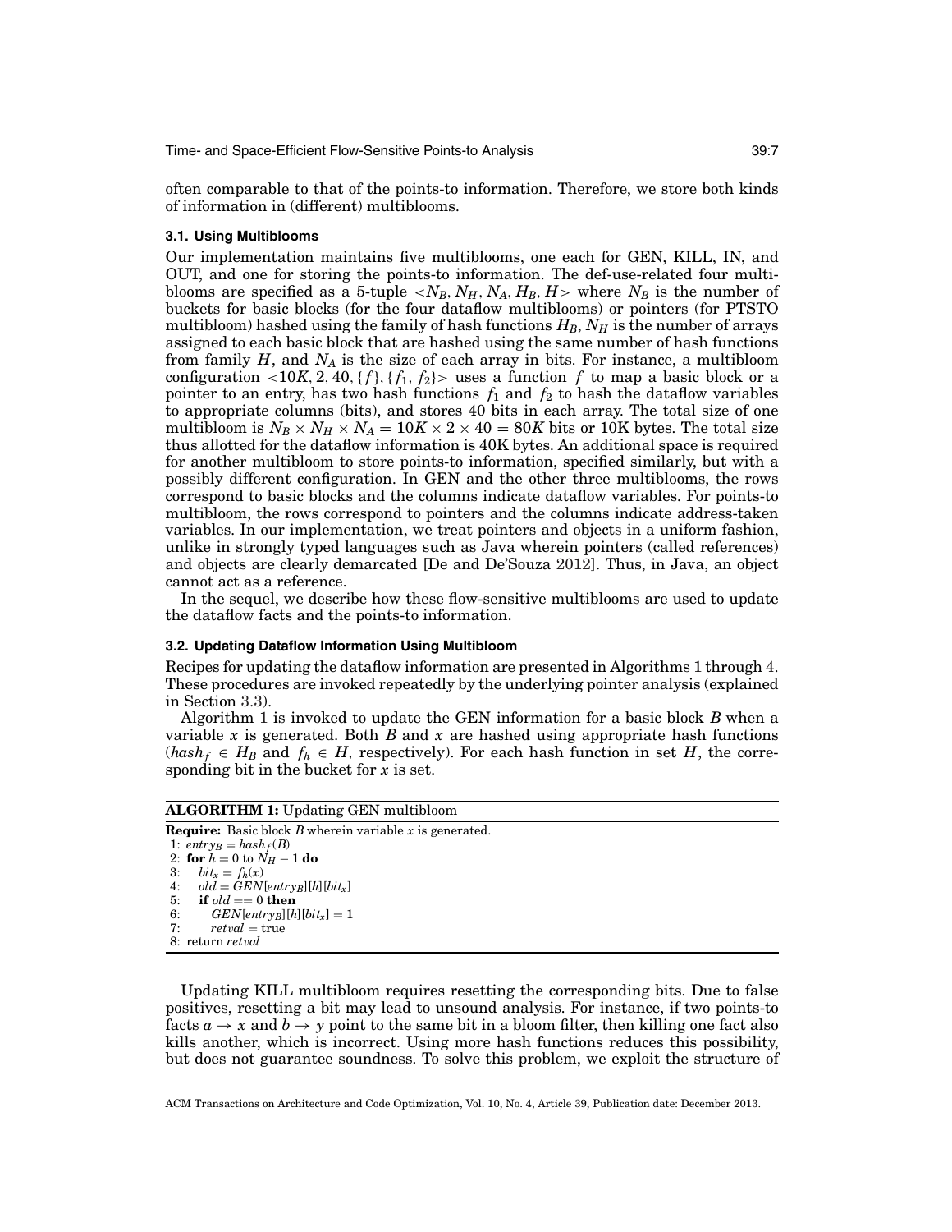often comparable to that of the points-to information. Therefore, we store both kinds of information in (different) multiblooms.

### 3.1. Using Multiblooms

Our implementation maintains five multiblooms, one each for GEN, KILL, IN, and OUT, and one for storing the points-to information. The def-use-related four multiblooms are specified as a 5-tuple $<N_B, N_H, N_A, H_B, H>$ where $N_B$ is the number of buckets for basic blocks (for the four dataflow multiblooms) or pointers (for PTSTO multibloom) hashed using the family of hash functions $H_B$, $N_H$ is the number of arrays assigned to each basic block that are hashed using the same number of hash functions from family $H$, and $N_A$ is the size of each array in bits. For instance, a multibloom configuration $<10K, 2, 40, \{f\}, \{f_1, f_2\}>$ uses a function $f$ to map a basic block or a pointer to an entry, has two hash functions $f_1$ and $f_2$ to hash the dataflow variables to appropriate columns (bits), and stores 40 bits in each array. The total size of one multibloom is $N_B \times N_H \times N_A = 10K \times 2 \times 40 = 80K$ bits or 10K bytes. The total size thus allotted for the dataflow information is 40K bytes. An additional space is required for another multibloom to store points-to information, specified similarly, but with a possibly different configuration. In GEN and the other three multiblooms, the rows correspond to basic blocks and the columns indicate dataflow variables. For points-to multibloom, the rows correspond to pointers and the columns indicate address-taken variables. In our implementation, we treat pointers and objects in a uniform fashion, unlike in strongly typed languages such as Java wherein pointers (called references) and objects are clearly demarcated [De and De'Souza 2012]. Thus, in Java, an object cannot act as a reference.

In the sequel, we describe how these flow-sensitive multiblooms are used to update the dataflow facts and the points-to information.

### 3.2. Updating Dataflow Information Using Multibloom

Recipes for updating the dataflow information are presented in Algorithms 1 through 4. These procedures are invoked repeatedly by the underlying pointer analysis (explained in Section 3.3).

Algorithm 1 is invoked to update the GEN information for a basic block $B$ when a variable $x$ is generated. Both $B$ and $x$ are hashed using appropriate hash functions ($hash_f \in H_B$ and $f_h \in H$, respectively). For each hash function in set $H$, the corresponding bit in the bucket for $x$ is set.

**ALGORITHM 1:** Updating GEN multibloom

```
Require: Basic block B wherein variable x is generated.
1: entry_B = hash_f(B)
2: for h = 0 to N_H − 1 do
3:    bit_x = f_h(x)
4:    old = GEN[entry_B][h][bit_x]
5:    if old == 0 then
6:       GEN[entry_B][h][bit_x] = 1
7:       retval = true
8: return retval
```

Updating KILL multibloom requires resetting the corresponding bits. Due to false positives, resetting a bit may lead to unsound analysis. For instance, if two points-to facts $a \rightarrow x$ and $b \rightarrow y$ point to the same bit in a bloom filter, then killing one fact also kills another, which is incorrect. Using more hash functions reduces this possibility, but does not guarantee soundness. To solve this problem, we exploit the structure of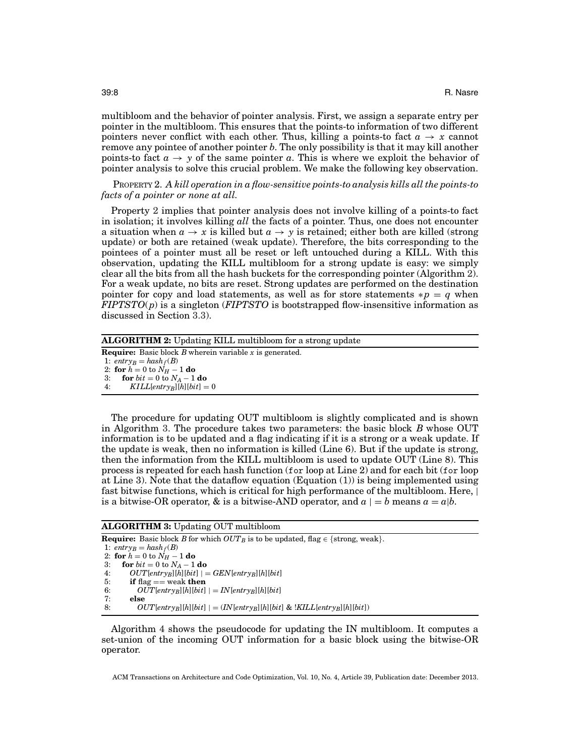multibloom and the behavior of pointer analysis. First, we assign a separate entry per pointer in the multibloom. This ensures that the points-to information of two different pointers never conflict with each other. Thus, killing a points-to fact $a \rightarrow x$ cannot remove any pointee of another pointer $b$. The only possibility is that it may kill another points-to fact $a \rightarrow y$ of the same pointer $a$. This is where we exploit the behavior of pointer analysis to solve this crucial problem. We make the following key observation.

PROPERTY 2. *A kill operation in a flow-sensitive points-to analysis kills all the points-to facts of a pointer or none at all.*

Property 2 implies that pointer analysis does not involve killing of a points-to fact in isolation; it involves killing *all* the facts of a pointer. Thus, one does not encounter a situation when $a \rightarrow x$ is killed but $a \rightarrow y$ is retained; either both are killed (strong update) or both are retained (weak update). Therefore, the bits corresponding to the pointees of a pointer must all be reset or left untouched during a KILL. With this observation, updating the KILL multibloom for a strong update is easy: we simply clear all the bits from all the hash buckets for the corresponding pointer (Algorithm 2). For a weak update, no bits are reset. Strong updates are performed on the destination pointer for copy and load statements, as well as for store statements $*p = q$ when $FIPTSTO(p)$ is a singleton ($FIPTSTO$ is bootstrapped flow-insensitive information as discussed in Section 3.3).

**ALGORITHM 2:** Updating KILL multibloom for a strong update

**Require:** Basic block $B$ wherein variable $x$ is generated.

```
1: entry_B = hash_f(B)
2: for h = 0 to N_H − 1 do
3:    for bit = 0 to N_A − 1 do
4:       KILL[entry_B][h][bit] = 0
```

The procedure for updating OUT multibloom is slightly complicated and is shown in Algorithm 3. The procedure takes two parameters: the basic block $B$ whose OUT information is to be updated and a flag indicating if it is a strong or a weak update. If the update is weak, then no information is killed (Line 6). But if the update is strong, then the information from the KILL multibloom is used to update OUT (Line 8). This process is repeated for each hash function (`for` loop at Line 2) and for each bit (`for` loop at Line 3). Note that the dataflow equation (Equation (1)) is being implemented using fast bitwise functions, which is critical for high performance of the multibloom. Here, $|$ is a bitwise-OR operator, & is a bitwise-AND operator, and $a \mid= b$ means $a = a|b$.

**ALGORITHM 3:** Updating OUT multibloom

**Require:** Basic block $B$ for which $OUT_B$ is to be updated, flag $\in$ {strong, weak}.

```
1: entry_B = hash_f(B)
2: for h = 0 to N_H − 1 do
3:    for bit = 0 to N_A − 1 do
4:       OUT[entry_B][h][bit] |= GEN[entry_B][h][bit]
5:       if flag == weak then
6:          OUT[entry_B][h][bit] |= IN[entry_B][h][bit]
7:       else
8:          OUT[entry_B][h][bit] |= (IN[entry_B][h][bit] & !KILL[entry_B][h][bit])
```

Algorithm 4 shows the pseudocode for updating the IN multibloom. It computes a set-union of the incoming OUT information for a basic block using the bitwise-OR operator.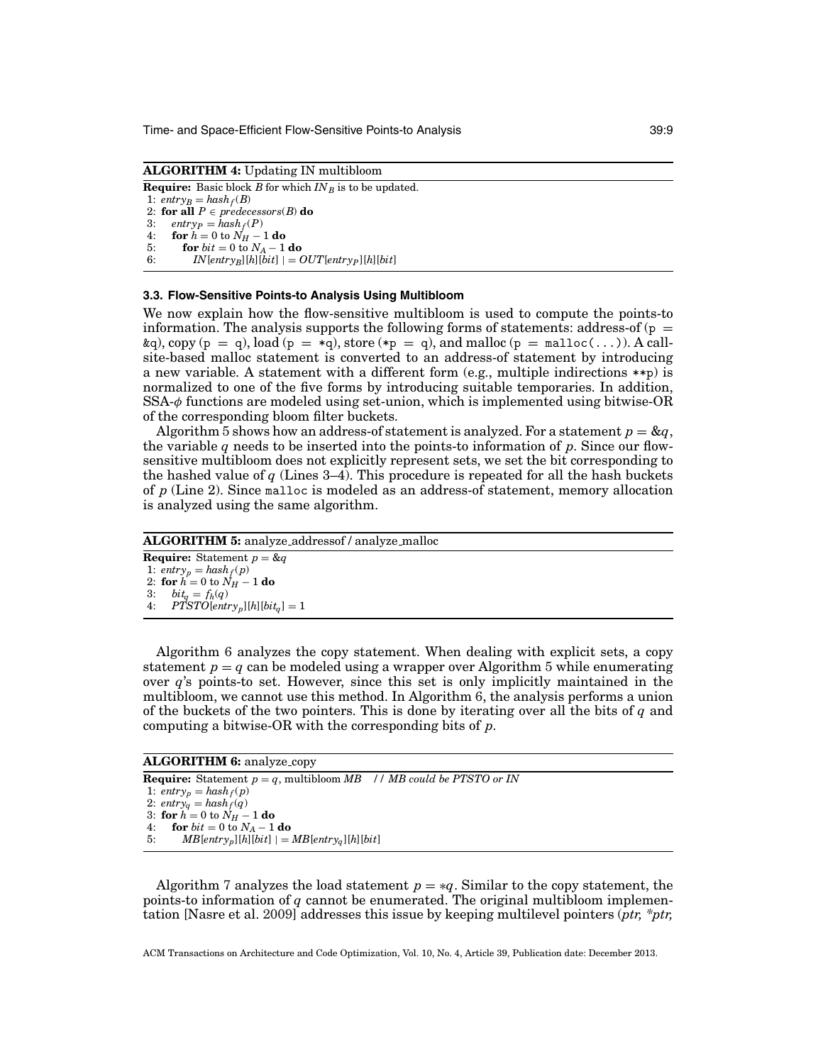**ALGORITHM 4:** Updating IN multibloom

**Require:** Basic block $B$ for which $IN_B$ is to be updated.

1: $entry_B = hash_f(B)$
2: **for all** $P \in predecessors(B)$ **do**
3: $\quad entry_P = hash_f(P)$
4: $\quad$ **for** $h = 0$ to $N_H - 1$ **do**
5: $\quad\quad$ **for** $bit = 0$ to $N_A - 1$ **do**
6: $\quad\quad\quad IN[entry_B][h][bit] \mid= OUT[entry_P][h][bit]$

### 3.3. Flow-Sensitive Points-to Analysis Using Multibloom

We now explain how the flow-sensitive multibloom is used to compute the points-to information. The analysis supports the following forms of statements: address-of (`p = &q`), copy (`p = q`), load (`p = *q`), store (`*p = q`), and malloc (`p = malloc(...)`). A call-site-based malloc statement is converted to an address-of statement by introducing a new variable. A statement with a different form (e.g., multiple indirections `**p`) is normalized to one of the five forms by introducing suitable temporaries. In addition, SSA-$\phi$ functions are modeled using set-union, which is implemented using bitwise-OR of the corresponding bloom filter buckets.

Algorithm 5 shows how an address-of statement is analyzed. For a statement $p = \&q$, the variable $q$ needs to be inserted into the points-to information of $p$. Since our flow-sensitive multibloom does not explicitly represent sets, we set the bit corresponding to the hashed value of $q$ (Lines 3–4). This procedure is repeated for all the hash buckets of $p$ (Line 2). Since `malloc` is modeled as an address-of statement, memory allocation is analyzed using the same algorithm.

**ALGORITHM 5:** analyze_addressof / analyze_malloc

**Require:** Statement $p = \&q$

1: $entry_p = hash_f(p)$
2: **for** $h = 0$ to $N_H - 1$ **do**
3: $\quad bit_q = f_h(q)$
4: $\quad PTSTO[entry_p][h][bit_q] = 1$

Algorithm 6 analyzes the copy statement. When dealing with explicit sets, a copy statement $p = q$ can be modeled using a wrapper over Algorithm 5 while enumerating over $q$'s points-to set. However, since this set is only implicitly maintained in the multibloom, we cannot use this method. In Algorithm 6, the analysis performs a union of the buckets of the two pointers. This is done by iterating over all the bits of $q$ and computing a bitwise-OR with the corresponding bits of $p$.

**ALGORITHM 6:** analyze_copy

**Require:** Statement $p = q$, multibloom $MB$ // *MB could be PTSTO or IN*

1: $entry_p = hash_f(p)$
2: $entry_q = hash_f(q)$
3: **for** $h = 0$ to $N_H - 1$ **do**
4: $\quad$ **for** $bit = 0$ to $N_A - 1$ **do**
5: $\quad\quad MB[entry_p][h][bit] \mid= MB[entry_q][h][bit]$

Algorithm 7 analyzes the load statement $p = *q$. Similar to the copy statement, the points-to information of $q$ cannot be enumerated. The original multibloom implementation [Nasre et al. 2009] addresses this issue by keeping multilevel pointers (*ptr, *ptr,*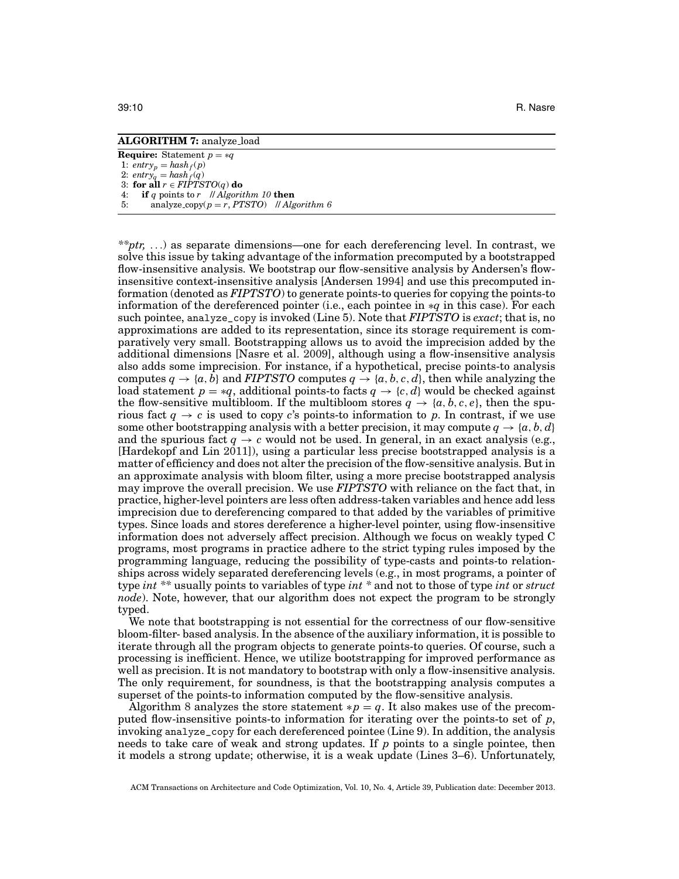**ALGORITHM 7:** analyze_load

```
Require: Statement p = *q
1: entry_p = hash_f(p)
2: entry_q = hash_f(q)
3: for all r ∈ FIPTSTO(q) do
4:    if q points to r   // Algorithm 10 then
5:       analyze_copy(p = r, PTSTO)   // Algorithm 6
```

*\*\*ptr, ...*) as separate dimensions—one for each dereferencing level. In contrast, we solve this issue by taking advantage of the information precomputed by a bootstrapped flow-insensitive analysis. We bootstrap our flow-sensitive analysis by Andersen's flow-insensitive context-insensitive analysis [Andersen 1994] and use this precomputed information (denoted as *FIPTSTO*) to generate points-to queries for copying the points-to information of the dereferenced pointer (i.e., each pointee in $*q$ in this case). For each such pointee, `analyze_copy` is invoked (Line 5). Note that *FIPTSTO* is *exact*; that is, no approximations are added to its representation, since its storage requirement is comparatively very small. Bootstrapping allows us to avoid the imprecision added by the additional dimensions [Nasre et al. 2009], although using a flow-insensitive analysis also adds some imprecision. For instance, if a hypothetical, precise points-to analysis computes $q \rightarrow \{a, b\}$ and *FIPTSTO* computes $q \rightarrow \{a, b, c, d\}$, then while analyzing the load statement $p = *q$, additional points-to facts $q \rightarrow \{c, d\}$ would be checked against the flow-sensitive multibloom. If the multibloom stores $q \rightarrow \{a, b, c, e\}$, then the spurious fact $q \rightarrow c$ is used to copy $c$'s points-to information to $p$. In contrast, if we use some other bootstrapping analysis with a better precision, it may compute $q \rightarrow \{a, b, d\}$ and the spurious fact $q \rightarrow c$ would not be used. In general, in an exact analysis (e.g., [Hardekopf and Lin 2011]), using a particular less precise bootstrapped analysis is a matter of efficiency and does not alter the precision of the flow-sensitive analysis. But in an approximate analysis with bloom filter, using a more precise bootstrapped analysis may improve the overall precision. We use *FIPTSTO* with reliance on the fact that, in practice, higher-level pointers are less often address-taken variables and hence add less imprecision due to dereferencing compared to that added by the variables of primitive types. Since loads and stores dereference a higher-level pointer, using flow-insensitive information does not adversely affect precision. Although we focus on weakly typed C programs, most programs in practice adhere to the strict typing rules imposed by the programming language, reducing the possibility of type-casts and points-to relationships across widely separated dereferencing levels (e.g., in most programs, a pointer of type *int \*\** usually points to variables of type *int \** and not to those of type *int* or *struct node*). Note, however, that our algorithm does not expect the program to be strongly typed.

We note that bootstrapping is not essential for the correctness of our flow-sensitive bloom-filter- based analysis. In the absence of the auxiliary information, it is possible to iterate through all the program objects to generate points-to queries. Of course, such a processing is inefficient. Hence, we utilize bootstrapping for improved performance as well as precision. It is not mandatory to bootstrap with only a flow-insensitive analysis. The only requirement, for soundness, is that the bootstrapping analysis computes a superset of the points-to information computed by the flow-sensitive analysis.

Algorithm 8 analyzes the store statement $*p = q$. It also makes use of the precomputed flow-insensitive points-to information for iterating over the points-to set of $p$, invoking `analyze_copy` for each dereferenced pointee (Line 9). In addition, the analysis needs to take care of weak and strong updates. If $p$ points to a single pointee, then it models a strong update; otherwise, it is a weak update (Lines 3–6). Unfortunately,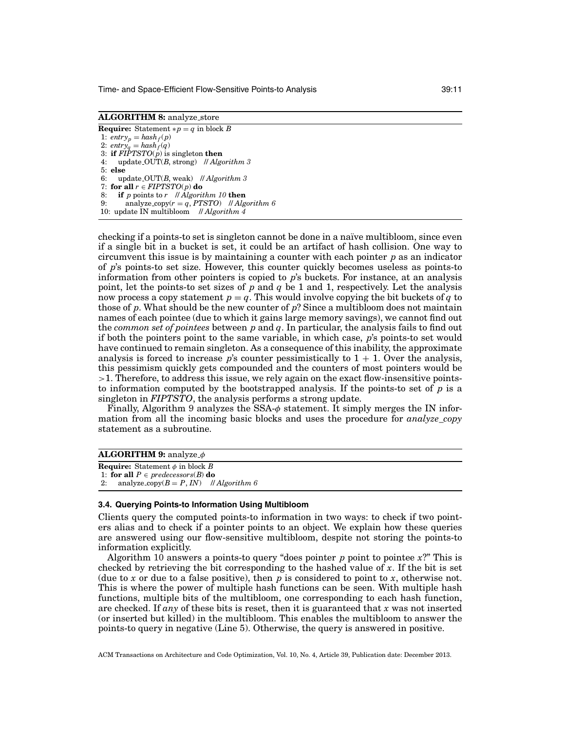**ALGORITHM 8:** analyze_store

```
Require: Statement *p = q in block B
 1: entry_p = hash_f(p)
 2: entry_q = hash_f(q)
 3: if FIPTSTO(p) is singleton then
 4:     update_OUT(B, strong)  // Algorithm 3
 5: else
 6:     update_OUT(B, weak)  // Algorithm 3
 7: for all r ∈ FIPTSTO(p) do
 8:     if p points to r  // Algorithm 10 then
 9:         analyze_copy(r = q, PTSTO)  // Algorithm 6
10: update IN multibloom  // Algorithm 4
```

checking if a points-to set is singleton cannot be done in a naïve multibloom, since even if a single bit in a bucket is set, it could be an artifact of hash collision. One way to circumvent this issue is by maintaining a counter with each pointer $p$ as an indicator of $p$'s points-to set size. However, this counter quickly becomes useless as points-to information from other pointers is copied to $p$'s buckets. For instance, at an analysis point, let the points-to set sizes of $p$ and $q$ be 1 and 1, respectively. Let the analysis now process a copy statement $p = q$. This would involve copying the bit buckets of $q$ to those of $p$. What should be the new counter of $p$? Since a multibloom does not maintain names of each pointee (due to which it gains large memory savings), we cannot find out the *common set of pointees* between $p$ and $q$. In particular, the analysis fails to find out if both the pointers point to the same variable, in which case, $p$'s points-to set would have continued to remain singleton. As a consequence of this inability, the approximate analysis is forced to increase $p$'s counter pessimistically to $1 + 1$. Over the analysis, this pessimism quickly gets compounded and the counters of most pointers would be $>1$. Therefore, to address this issue, we rely again on the exact flow-insensitive points-to information computed by the bootstrapped analysis. If the points-to set of $p$ is a singleton in *FIPTSTO*, the analysis performs a strong update.

Finally, Algorithm 9 analyzes the SSA-$\phi$ statement. It simply merges the IN information from all the incoming basic blocks and uses the procedure for *analyze_copy* statement as a subroutine.

**ALGORITHM 9:** analyze_$\phi$

```
Require: Statement φ in block B
 1: for all P ∈ predecessors(B) do
 2:     analyze_copy(B = P, IN)  // Algorithm 6
```

### 3.4. Querying Points-to Information Using Multibloom

Clients query the computed points-to information in two ways: to check if two pointers alias and to check if a pointer points to an object. We explain how these queries are answered using our flow-sensitive multibloom, despite not storing the points-to information explicitly.

Algorithm 10 answers a points-to query "does pointer $p$ point to pointee $x$?" This is checked by retrieving the bit corresponding to the hashed value of $x$. If the bit is set (due to $x$ or due to a false positive), then $p$ is considered to point to $x$, otherwise not. This is where the power of multiple hash functions can be seen. With multiple hash functions, multiple bits of the multibloom, one corresponding to each hash function, are checked. If *any* of these bits is reset, then it is guaranteed that $x$ was not inserted (or inserted but killed) in the multibloom. This enables the multibloom to answer the points-to query in negative (Line 5). Otherwise, the query is answered in positive.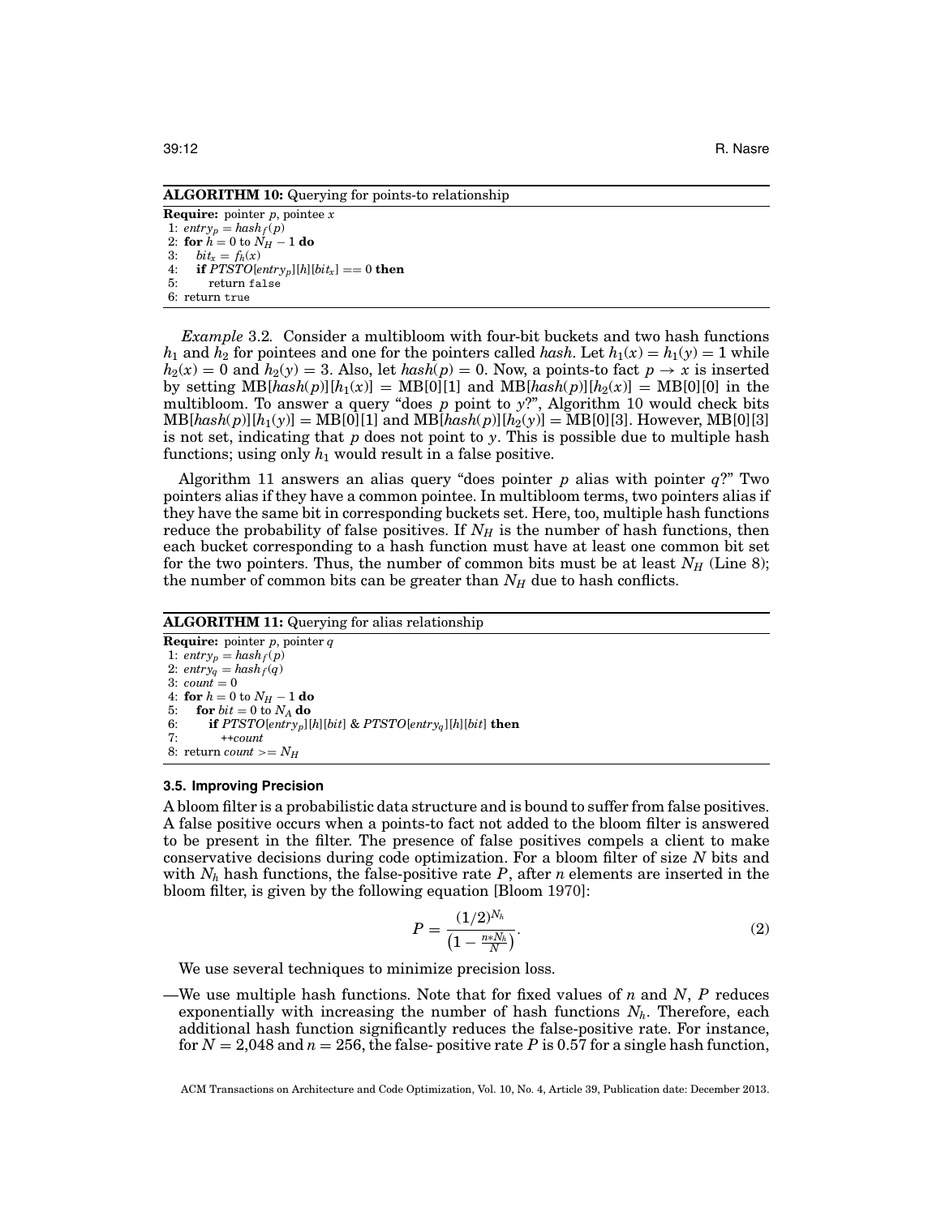**ALGORITHM 10:** Querying for points-to relationship

```
Require: pointer p, pointee x
1: entry_p = hash_f(p)
2: for h = 0 to N_H − 1 do
3:    bit_x = f_h(x)
4:    if PTSTO[entry_p][h][bit_x] == 0 then
5:       return false
6: return true
```

*Example* 3.2. Consider a multibloom with four-bit buckets and two hash functions $h_1$ and $h_2$ for pointees and one for the pointers called *hash*. Let $h_1(x) = h_1(y) = 1$ while $h_2(x) = 0$ and $h_2(y) = 3$. Also, let $hash(p) = 0$. Now, a points-to fact $p \rightarrow x$ is inserted by setting $\text{MB}[hash(p)][h_1(x)] = \text{MB}[0][1]$ and $\text{MB}[hash(p)][h_2(x)] = \text{MB}[0][0]$ in the multibloom. To answer a query "does $p$ point to $y$?", Algorithm 10 would check bits $\text{MB}[hash(p)][h_1(y)] = \text{MB}[0][1]$ and $\text{MB}[hash(p)][h_2(y)] = \text{MB}[0][3]$. However, MB[0][3] is not set, indicating that $p$ does not point to $y$. This is possible due to multiple hash functions; using only $h_1$ would result in a false positive.

Algorithm 11 answers an alias query "does pointer $p$ alias with pointer $q$?" Two pointers alias if they have a common pointee. In multibloom terms, two pointers alias if they have the same bit in corresponding buckets set. Here, too, multiple hash functions reduce the probability of false positives. If $N_H$ is the number of hash functions, then each bucket corresponding to a hash function must have at least one common bit set for the two pointers. Thus, the number of common bits must be at least $N_H$ (Line 8); the number of common bits can be greater than $N_H$ due to hash conflicts.

**ALGORITHM 11:** Querying for alias relationship

```
Require: pointer p, pointer q
1: entry_p = hash_f(p)
2: entry_q = hash_f(q)
3: count = 0
4: for h = 0 to N_H − 1 do
5:    for bit = 0 to N_A do
6:       if PTSTO[entry_p][h][bit] & PTSTO[entry_q][h][bit] then
7:          ++count
8: return count >= N_H
```

### 3.5. Improving Precision

A bloom filter is a probabilistic data structure and is bound to suffer from false positives. A false positive occurs when a points-to fact not added to the bloom filter is answered to be present in the filter. The presence of false positives compels a client to make conservative decisions during code optimization. For a bloom filter of size $N$ bits and with $N_h$ hash functions, the false-positive rate $P$, after $n$ elements are inserted in the bloom filter, is given by the following equation [Bloom 1970]:

$$P = \frac{(1/2)^{N_h}}{\left(1 - \frac{n*N_h}{N}\right)}. \tag{2}$$

We use several techniques to minimize precision loss.

—We use multiple hash functions. Note that for fixed values of $n$ and $N$, $P$ reduces exponentially with increasing the number of hash functions $N_h$. Therefore, each additional hash function significantly reduces the false-positive rate. For instance, for $N = 2{,}048$ and $n = 256$, the false- positive rate $P$ is 0.57 for a single hash function,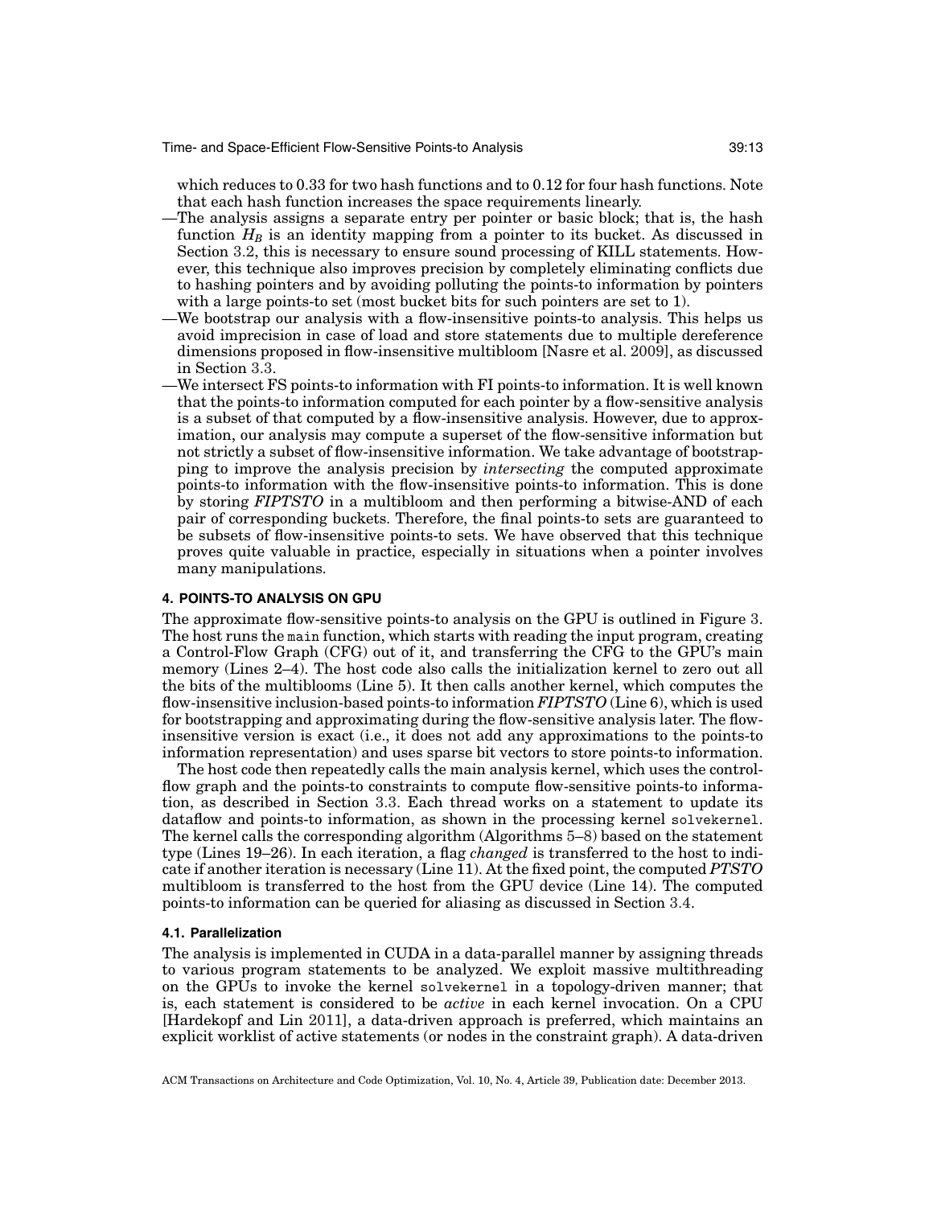which reduces to 0.33 for two hash functions and to 0.12 for four hash functions. Note that each hash function increases the space requirements linearly.

—The analysis assigns a separate entry per pointer or basic block; that is, the hash function $H_B$ is an identity mapping from a pointer to its bucket. As discussed in Section 3.2, this is necessary to ensure sound processing of KILL statements. However, this technique also improves precision by completely eliminating conflicts due to hashing pointers and by avoiding polluting the points-to information by pointers with a large points-to set (most bucket bits for such pointers are set to 1).

—We bootstrap our analysis with a flow-insensitive points-to analysis. This helps us avoid imprecision in case of load and store statements due to multiple dereference dimensions proposed in flow-insensitive multibloom [Nasre et al. 2009], as discussed in Section 3.3.

—We intersect FS points-to information with FI points-to information. It is well known that the points-to information computed for each pointer by a flow-sensitive analysis is a subset of that computed by a flow-insensitive analysis. However, due to approximation, our analysis may compute a superset of the flow-sensitive information but not strictly a subset of flow-insensitive information. We take advantage of bootstrapping to improve the analysis precision by *intersecting* the computed approximate points-to information with the flow-insensitive points-to information. This is done by storing ***FIPTSTO*** in a multibloom and then performing a bitwise-AND of each pair of corresponding buckets. Therefore, the final points-to sets are guaranteed to be subsets of flow-insensitive points-to sets. We have observed that this technique proves quite valuable in practice, especially in situations when a pointer involves many manipulations.

## 4. POINTS-TO ANALYSIS ON GPU

The approximate flow-sensitive points-to analysis on the GPU is outlined in Figure 3. The host runs the `main` function, which starts with reading the input program, creating a Control-Flow Graph (CFG) out of it, and transferring the CFG to the GPU's main memory (Lines 2–4). The host code also calls the initialization kernel to zero out all the bits of the multiblooms (Line 5). It then calls another kernel, which computes the flow-insensitive inclusion-based points-to information ***FIPTSTO*** (Line 6), which is used for bootstrapping and approximating during the flow-sensitive analysis later. The flow-insensitive version is exact (i.e., it does not add any approximations to the points-to information representation) and uses sparse bit vectors to store points-to information.

The host code then repeatedly calls the main analysis kernel, which uses the control-flow graph and the points-to constraints to compute flow-sensitive points-to information, as described in Section 3.3. Each thread works on a statement to update its dataflow and points-to information, as shown in the processing kernel `solvekernel`. The kernel calls the corresponding algorithm (Algorithms 5–8) based on the statement type (Lines 19–26). In each iteration, a flag *changed* is transferred to the host to indicate if another iteration is necessary (Line 11). At the fixed point, the computed ***PTSTO*** multibloom is transferred to the host from the GPU device (Line 14). The computed points-to information can be queried for aliasing as discussed in Section 3.4.

### 4.1. Parallelization

The analysis is implemented in CUDA in a data-parallel manner by assigning threads to various program statements to be analyzed. We exploit massive multithreading on the GPUs to invoke the kernel `solvekernel` in a topology-driven manner; that is, each statement is considered to be *active* in each kernel invocation. On a CPU [Hardekopf and Lin 2011], a data-driven approach is preferred, which maintains an explicit worklist of active statements (or nodes in the constraint graph). A data-driven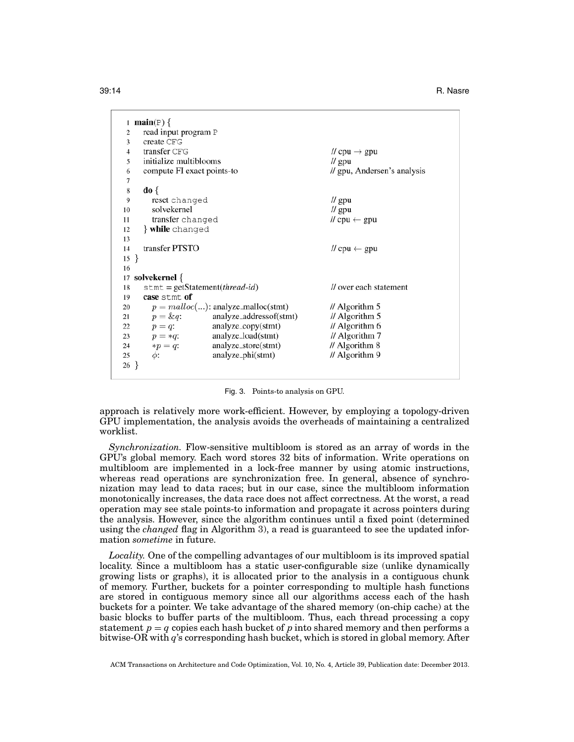```
 1  main(P) {
 2    read input program P
 3    create CFG
 4    transfer CFG                                        // cpu → gpu
 5    initialize multiblooms                              // gpu
 6    compute FI exact points-to                          // gpu, Andersen's analysis
 7
 8    do {
 9      reset changed                                     // gpu
10      solvekernel                                       // gpu
11      transfer changed                                  // cpu ← gpu
12    } while changed
13
14    transfer PTSTO                                      // cpu ← gpu
15  }
16
17  solvekernel {
18    stmt = getStatement(thread-id)                      // over each statement
19    case stmt of
20      p = malloc(...): analyze_malloc(stmt)             // Algorithm 5
21      p = &q:          analyze_addressof(stmt)          // Algorithm 5
22      p = q:           analyze_copy(stmt)               // Algorithm 6
23      p = *q:          analyze_load(stmt)               // Algorithm 7
24      *p = q:          analyze_store(stmt)              // Algorithm 8
25      φ:               analyze_phi(stmt)                // Algorithm 9
26  }
```

Fig. 3. Points-to analysis on GPU.

approach is relatively more work-efficient. However, by employing a topology-driven GPU implementation, the analysis avoids the overheads of maintaining a centralized worklist.

*Synchronization.* Flow-sensitive multibloom is stored as an array of words in the GPU's global memory. Each word stores 32 bits of information. Write operations on multibloom are implemented in a lock-free manner by using atomic instructions, whereas read operations are synchronization free. In general, absence of synchronization may lead to data races; but in our case, since the multibloom information monotonically increases, the data race does not affect correctness. At the worst, a read operation may see stale points-to information and propagate it across pointers during the analysis. However, since the algorithm continues until a fixed point (determined using the *changed* flag in Algorithm 3), a read is guaranteed to see the updated information *sometime* in future.

*Locality.* One of the compelling advantages of our multibloom is its improved spatial locality. Since a multibloom has a static user-configurable size (unlike dynamically growing lists or graphs), it is allocated prior to the analysis in a contiguous chunk of memory. Further, buckets for a pointer corresponding to multiple hash functions are stored in contiguous memory since all our algorithms access each of the hash buckets for a pointer. We take advantage of the shared memory (on-chip cache) at the basic blocks to buffer parts of the multibloom. Thus, each thread processing a copy statement $p = q$ copies each hash bucket of $p$ into shared memory and then performs a bitwise-OR with $q$'s corresponding hash bucket, which is stored in global memory. After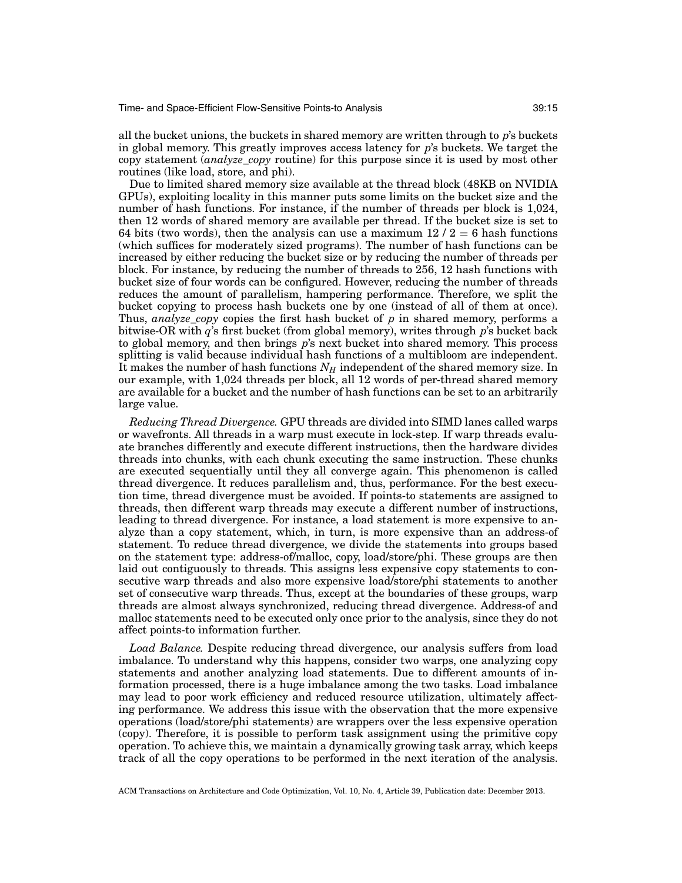all the bucket unions, the buckets in shared memory are written through to *p*'s buckets in global memory. This greatly improves access latency for *p*'s buckets. We target the copy statement (*analyze_copy* routine) for this purpose since it is used by most other routines (like load, store, and phi).

Due to limited shared memory size available at the thread block (48KB on NVIDIA GPUs), exploiting locality in this manner puts some limits on the bucket size and the number of hash functions. For instance, if the number of threads per block is 1,024, then 12 words of shared memory are available per thread. If the bucket size is set to 64 bits (two words), then the analysis can use a maximum 12 / 2 = 6 hash functions (which suffices for moderately sized programs). The number of hash functions can be increased by either reducing the bucket size or by reducing the number of threads per block. For instance, by reducing the number of threads to 256, 12 hash functions with bucket size of four words can be configured. However, reducing the number of threads reduces the amount of parallelism, hampering performance. Therefore, we split the bucket copying to process hash buckets one by one (instead of all of them at once). Thus, *analyze_copy* copies the first hash bucket of *p* in shared memory, performs a bitwise-OR with *q*'s first bucket (from global memory), writes through *p*'s bucket back to global memory, and then brings *p*'s next bucket into shared memory. This process splitting is valid because individual hash functions of a multibloom are independent. It makes the number of hash functions $N_H$ independent of the shared memory size. In our example, with 1,024 threads per block, all 12 words of per-thread shared memory are available for a bucket and the number of hash functions can be set to an arbitrarily large value.

*Reducing Thread Divergence.* GPU threads are divided into SIMD lanes called warps or wavefronts. All threads in a warp must execute in lock-step. If warp threads evaluate branches differently and execute different instructions, then the hardware divides threads into chunks, with each chunk executing the same instruction. These chunks are executed sequentially until they all converge again. This phenomenon is called thread divergence. It reduces parallelism and, thus, performance. For the best execution time, thread divergence must be avoided. If points-to statements are assigned to threads, then different warp threads may execute a different number of instructions, leading to thread divergence. For instance, a load statement is more expensive to analyze than a copy statement, which, in turn, is more expensive than an address-of statement. To reduce thread divergence, we divide the statements into groups based on the statement type: address-of/malloc, copy, load/store/phi. These groups are then laid out contiguously to threads. This assigns less expensive copy statements to consecutive warp threads and also more expensive load/store/phi statements to another set of consecutive warp threads. Thus, except at the boundaries of these groups, warp threads are almost always synchronized, reducing thread divergence. Address-of and malloc statements need to be executed only once prior to the analysis, since they do not affect points-to information further.

*Load Balance.* Despite reducing thread divergence, our analysis suffers from load imbalance. To understand why this happens, consider two warps, one analyzing copy statements and another analyzing load statements. Due to different amounts of information processed, there is a huge imbalance among the two tasks. Load imbalance may lead to poor work efficiency and reduced resource utilization, ultimately affecting performance. We address this issue with the observation that the more expensive operations (load/store/phi statements) are wrappers over the less expensive operation (copy). Therefore, it is possible to perform task assignment using the primitive copy operation. To achieve this, we maintain a dynamically growing task array, which keeps track of all the copy operations to be performed in the next iteration of the analysis.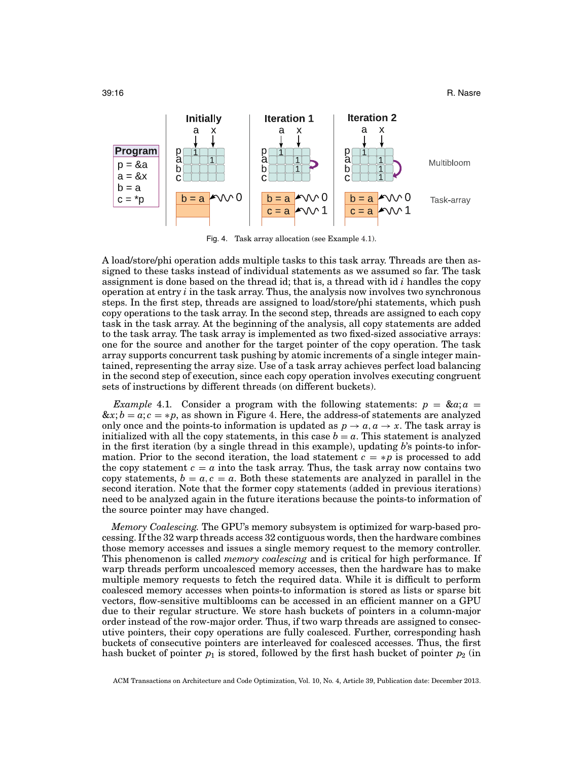Fig. 4. Task array allocation (see Example 4.1).

A load/store/phi operation adds multiple tasks to this task array. Threads are then assigned to these tasks instead of individual statements as we assumed so far. The task assignment is done based on the thread id; that is, a thread with id $i$ handles the copy operation at entry $i$ in the task array. Thus, the analysis now involves two synchronous steps. In the first step, threads are assigned to load/store/phi statements, which push copy operations to the task array. In the second step, threads are assigned to each copy task in the task array. At the beginning of the analysis, all copy statements are added to the task array. The task array is implemented as two fixed-sized associative arrays: one for the source and another for the target pointer of the copy operation. The task array supports concurrent task pushing by atomic increments of a single integer maintained, representing the array size. Use of a task array achieves perfect load balancing in the second step of execution, since each copy operation involves executing congruent sets of instructions by different threads (on different buckets).

*Example* 4.1. Consider a program with the following statements: $p = \&a; a = \&x; b = a; c = *p$, as shown in Figure 4. Here, the address-of statements are analyzed only once and the points-to information is updated as $p \rightarrow a, a \rightarrow x$. The task array is initialized with all the copy statements, in this case $b = a$. This statement is analyzed in the first iteration (by a single thread in this example), updating $b$'s points-to information. Prior to the second iteration, the load statement $c = *p$ is processed to add the copy statement $c = a$ into the task array. Thus, the task array now contains two copy statements, $b = a, c = a$. Both these statements are analyzed in parallel in the second iteration. Note that the former copy statements (added in previous iterations) need to be analyzed again in the future iterations because the points-to information of the source pointer may have changed.

*Memory Coalescing.* The GPU's memory subsystem is optimized for warp-based processing. If the 32 warp threads access 32 contiguous words, then the hardware combines those memory accesses and issues a single memory request to the memory controller. This phenomenon is called *memory coalescing* and is critical for high performance. If warp threads perform uncoalesced memory accesses, then the hardware has to make multiple memory requests to fetch the required data. While it is difficult to perform coalesced memory accesses when points-to information is stored as lists or sparse bit vectors, flow-sensitive multiblooms can be accessed in an efficient manner on a GPU due to their regular structure. We store hash buckets of pointers in a column-major order instead of the row-major order. Thus, if two warp threads are assigned to consecutive pointers, their copy operations are fully coalesced. Further, corresponding hash buckets of consecutive pointers are interleaved for coalesced accesses. Thus, the first hash bucket of pointer $p_1$ is stored, followed by the first hash bucket of pointer $p_2$ (in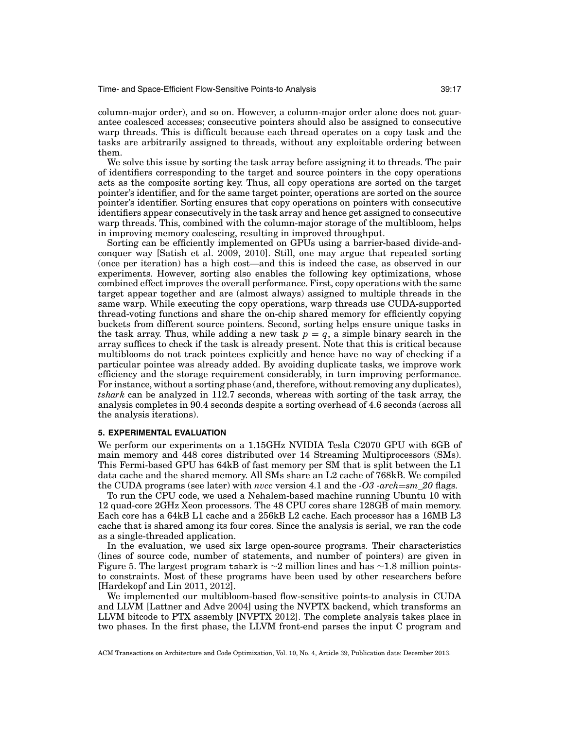column-major order), and so on. However, a column-major order alone does not guarantee coalesced accesses; consecutive pointers should also be assigned to consecutive warp threads. This is difficult because each thread operates on a copy task and the tasks are arbitrarily assigned to threads, without any exploitable ordering between them.

We solve this issue by sorting the task array before assigning it to threads. The pair of identifiers corresponding to the target and source pointers in the copy operations acts as the composite sorting key. Thus, all copy operations are sorted on the target pointer's identifier, and for the same target pointer, operations are sorted on the source pointer's identifier. Sorting ensures that copy operations on pointers with consecutive identifiers appear consecutively in the task array and hence get assigned to consecutive warp threads. This, combined with the column-major storage of the multibloom, helps in improving memory coalescing, resulting in improved throughput.

Sorting can be efficiently implemented on GPUs using a barrier-based divide-and-conquer way [Satish et al. 2009, 2010]. Still, one may argue that repeated sorting (once per iteration) has a high cost—and this is indeed the case, as observed in our experiments. However, sorting also enables the following key optimizations, whose combined effect improves the overall performance. First, copy operations with the same target appear together and are (almost always) assigned to multiple threads in the same warp. While executing the copy operations, warp threads use CUDA-supported thread-voting functions and share the on-chip shared memory for efficiently copying buckets from different source pointers. Second, sorting helps ensure unique tasks in the task array. Thus, while adding a new task $p = q$, a simple binary search in the array suffices to check if the task is already present. Note that this is critical because multiblooms do not track pointees explicitly and hence have no way of checking if a particular pointee was already added. By avoiding duplicate tasks, we improve work efficiency and the storage requirement considerably, in turn improving performance. For instance, without a sorting phase (and, therefore, without removing any duplicates), *tshark* can be analyzed in 112.7 seconds, whereas with sorting of the task array, the analysis completes in 90.4 seconds despite a sorting overhead of 4.6 seconds (across all the analysis iterations).

## 5. EXPERIMENTAL EVALUATION

We perform our experiments on a 1.15GHz NVIDIA Tesla C2070 GPU with 6GB of main memory and 448 cores distributed over 14 Streaming Multiprocessors (SMs). This Fermi-based GPU has 64kB of fast memory per SM that is split between the L1 data cache and the shared memory. All SMs share an L2 cache of 768kB. We compiled the CUDA programs (see later) with *nvcc* version 4.1 and the *-O3 -arch=sm_20* flags.

To run the CPU code, we used a Nehalem-based machine running Ubuntu 10 with 12 quad-core 2GHz Xeon processors. The 48 CPU cores share 128GB of main memory. Each core has a 64kB L1 cache and a 256kB L2 cache. Each processor has a 16MB L3 cache that is shared among its four cores. Since the analysis is serial, we ran the code as a single-threaded application.

In the evaluation, we used six large open-source programs. Their characteristics (lines of source code, number of statements, and number of pointers) are given in Figure 5. The largest program `tshark` is ~2 million lines and has ~1.8 million points-to constraints. Most of these programs have been used by other researchers before [Hardekopf and Lin 2011, 2012].

We implemented our multibloom-based flow-sensitive points-to analysis in CUDA and LLVM [Lattner and Adve 2004] using the NVPTX backend, which transforms an LLVM bitcode to PTX assembly [NVPTX 2012]. The complete analysis takes place in two phases. In the first phase, the LLVM front-end parses the input C program and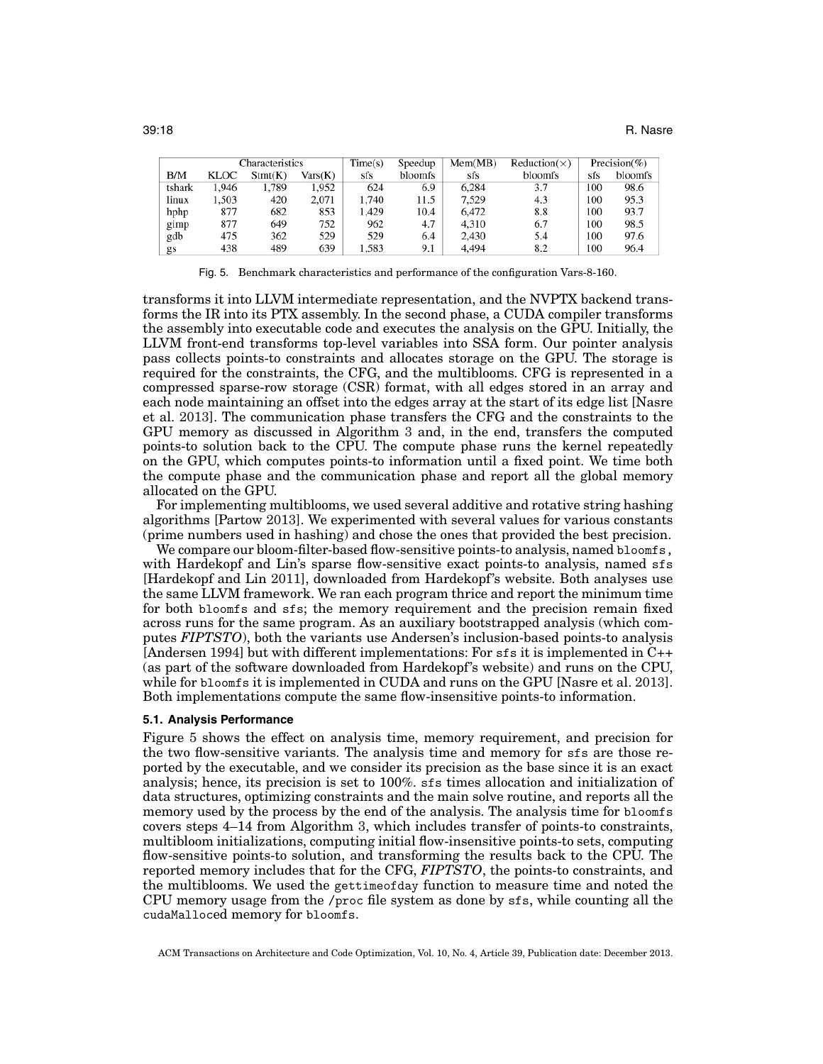| Characteristics | | | | Time(s) | Speedup | Mem(MB) | Reduction(×) | Precision(%) | |
|---|---|---|---|---|---|---|---|---|---|
| B/M | KLOC | Stmt(K) | Vars(K) | sfs | bloomfs | sfs | bloomfs | sfs | bloomfs |
| tshark | 1,946 | 1,789 | 1,952 | 624 | 6.9 | 6,284 | 3.7 | 100 | 98.6 |
| linux | 1,503 | 420 | 2,071 | 1,740 | 11.5 | 7,529 | 4.3 | 100 | 95.3 |
| hphp | 877 | 682 | 853 | 1,429 | 10.4 | 6,472 | 8.8 | 100 | 93.7 |
| gimp | 877 | 649 | 752 | 962 | 4.7 | 4,310 | 6.7 | 100 | 98.5 |
| gdb | 475 | 362 | 529 | 529 | 6.4 | 2,430 | 5.4 | 100 | 97.6 |
| gs | 438 | 489 | 639 | 1,583 | 9.1 | 4,494 | 8.2 | 100 | 96.4 |

Fig. 5. Benchmark characteristics and performance of the configuration Vars-8-160.

transforms it into LLVM intermediate representation, and the NVPTX backend transforms the IR into its PTX assembly. In the second phase, a CUDA compiler transforms the assembly into executable code and executes the analysis on the GPU. Initially, the LLVM front-end transforms top-level variables into SSA form. Our pointer analysis pass collects points-to constraints and allocates storage on the GPU. The storage is required for the constraints, the CFG, and the multiblooms. CFG is represented in a compressed sparse-row storage (CSR) format, with all edges stored in an array and each node maintaining an offset into the edges array at the start of its edge list [Nasre et al. 2013]. The communication phase transfers the CFG and the constraints to the GPU memory as discussed in Algorithm 3 and, in the end, transfers the computed points-to solution back to the CPU. The compute phase runs the kernel repeatedly on the GPU, which computes points-to information until a fixed point. We time both the compute phase and the communication phase and report all the global memory allocated on the GPU.

For implementing multiblooms, we used several additive and rotative string hashing algorithms [Partow 2013]. We experimented with several values for various constants (prime numbers used in hashing) and chose the ones that provided the best precision.

We compare our bloom-filter-based flow-sensitive points-to analysis, named `bloomfs`, with Hardekopf and Lin's sparse flow-sensitive exact points-to analysis, named `sfs` [Hardekopf and Lin 2011], downloaded from Hardekopf's website. Both analyses use the same LLVM framework. We ran each program thrice and report the minimum time for both `bloomfs` and `sfs`; the memory requirement and the precision remain fixed across runs for the same program. As an auxiliary bootstrapped analysis (which computes ***FIPTSTO***), both the variants use Andersen's inclusion-based points-to analysis [Andersen 1994] but with different implementations: For `sfs` it is implemented in C++ (as part of the software downloaded from Hardekopf's website) and runs on the CPU, while for `bloomfs` it is implemented in CUDA and runs on the GPU [Nasre et al. 2013]. Both implementations compute the same flow-insensitive points-to information.

### 5.1. Analysis Performance

Figure 5 shows the effect on analysis time, memory requirement, and precision for the two flow-sensitive variants. The analysis time and memory for `sfs` are those reported by the executable, and we consider its precision as the base since it is an exact analysis; hence, its precision is set to 100%. `sfs` times allocation and initialization of data structures, optimizing constraints and the main solve routine, and reports all the memory used by the process by the end of the analysis. The analysis time for `bloomfs` covers steps 4–14 from Algorithm 3, which includes transfer of points-to constraints, multibloom initializations, computing initial flow-insensitive points-to sets, computing flow-sensitive points-to solution, and transforming the results back to the CPU. The reported memory includes that for the CFG, ***FIPTSTO***, the points-to constraints, and the multiblooms. We used the `gettimeofday` function to measure time and noted the CPU memory usage from the `/proc` file system as done by `sfs`, while counting all the `cudaMalloc`ed memory for `bloomfs`.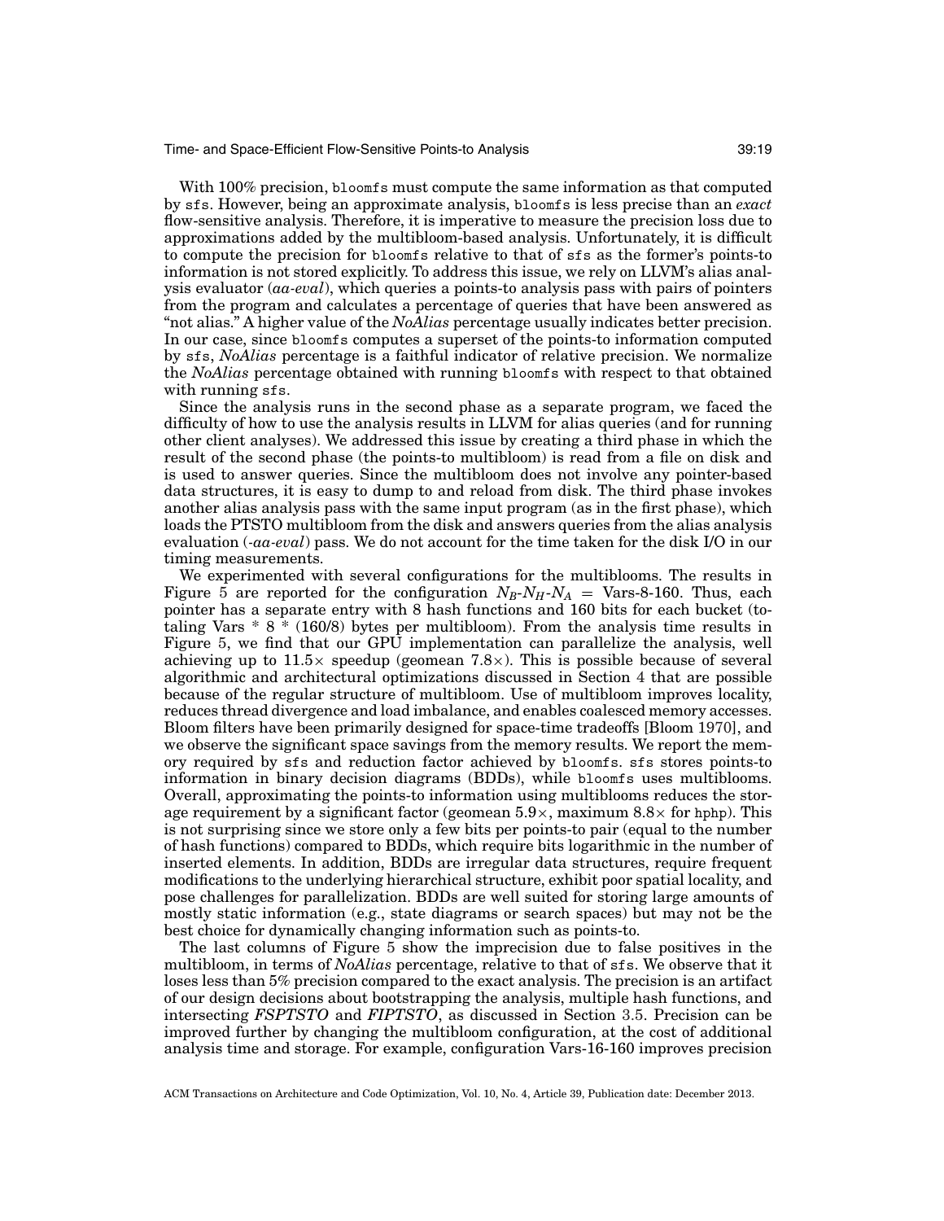With 100% precision, `bloomfs` must compute the same information as that computed by `sfs`. However, being an approximate analysis, `bloomfs` is less precise than an *exact* flow-sensitive analysis. Therefore, it is imperative to measure the precision loss due to approximations added by the multibloom-based analysis. Unfortunately, it is difficult to compute the precision for `bloomfs` relative to that of `sfs` as the former's points-to information is not stored explicitly. To address this issue, we rely on LLVM's alias analysis evaluator (*aa-eval*), which queries a points-to analysis pass with pairs of pointers from the program and calculates a percentage of queries that have been answered as "not alias." A higher value of the *NoAlias* percentage usually indicates better precision. In our case, since `bloomfs` computes a superset of the points-to information computed by `sfs`, *NoAlias* percentage is a faithful indicator of relative precision. We normalize the *NoAlias* percentage obtained with running `bloomfs` with respect to that obtained with running `sfs`.

Since the analysis runs in the second phase as a separate program, we faced the difficulty of how to use the analysis results in LLVM for alias queries (and for running other client analyses). We addressed this issue by creating a third phase in which the result of the second phase (the points-to multibloom) is read from a file on disk and is used to answer queries. Since the multibloom does not involve any pointer-based data structures, it is easy to dump to and reload from disk. The third phase invokes another alias analysis pass with the same input program (as in the first phase), which loads the PTSTO multibloom from the disk and answers queries from the alias analysis evaluation (*-aa-eval*) pass. We do not account for the time taken for the disk I/O in our timing measurements.

We experimented with several configurations for the multiblooms. The results in Figure 5 are reported for the configuration $N_B$-$N_H$-$N_A$ = Vars-8-160. Thus, each pointer has a separate entry with 8 hash functions and 160 bits for each bucket (totaling Vars * 8 * (160/8) bytes per multibloom). From the analysis time results in Figure 5, we find that our GPU implementation can parallelize the analysis, well achieving up to 11.5× speedup (geomean 7.8×). This is possible because of several algorithmic and architectural optimizations discussed in Section 4 that are possible because of the regular structure of multibloom. Use of multibloom improves locality, reduces thread divergence and load imbalance, and enables coalesced memory accesses. Bloom filters have been primarily designed for space-time tradeoffs [Bloom 1970], and we observe the significant space savings from the memory results. We report the memory required by `sfs` and reduction factor achieved by `bloomfs`. `sfs` stores points-to information in binary decision diagrams (BDDs), while `bloomfs` uses multiblooms. Overall, approximating the points-to information using multiblooms reduces the storage requirement by a significant factor (geomean 5.9×, maximum 8.8× for `hphp`). This is not surprising since we store only a few bits per points-to pair (equal to the number of hash functions) compared to BDDs, which require bits logarithmic in the number of inserted elements. In addition, BDDs are irregular data structures, require frequent modifications to the underlying hierarchical structure, exhibit poor spatial locality, and pose challenges for parallelization. BDDs are well suited for storing large amounts of mostly static information (e.g., state diagrams or search spaces) but may not be the best choice for dynamically changing information such as points-to.

The last columns of Figure 5 show the imprecision due to false positives in the multibloom, in terms of *NoAlias* percentage, relative to that of `sfs`. We observe that it loses less than 5% precision compared to the exact analysis. The precision is an artifact of our design decisions about bootstrapping the analysis, multiple hash functions, and intersecting *FSPTSTO* and *FIPTSTO*, as discussed in Section 3.5. Precision can be improved further by changing the multibloom configuration, at the cost of additional analysis time and storage. For example, configuration Vars-16-160 improves precision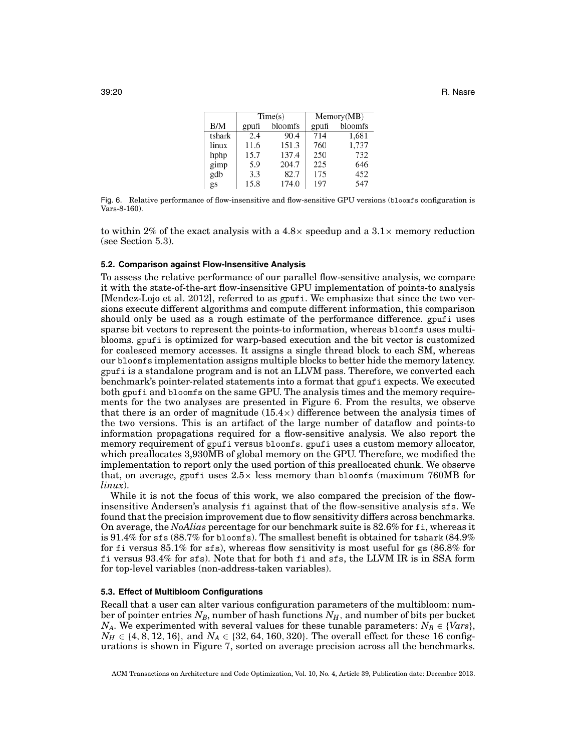| B/M | Time(s) | | Memory(MB) | |
|---|---|---|---|---|
| | gpufi | bloomfs | gpufi | bloomfs |
| tshark | 2.4 | 90.4 | 714 | 1,681 |
| linux | 11.6 | 151.3 | 760 | 1,737 |
| hphp | 15.7 | 137.4 | 250 | 732 |
| gimp | 5.9 | 204.7 | 225 | 646 |
| gdb | 3.3 | 82.7 | 175 | 452 |
| gs | 15.8 | 174.0 | 197 | 547 |

Fig. 6. Relative performance of flow-insensitive and flow-sensitive GPU versions (`bloomfs` configuration is Vars-8-160).

to within 2% of the exact analysis with a 4.8× speedup and a 3.1× memory reduction (see Section 5.3).

### 5.2. Comparison against Flow-Insensitive Analysis

To assess the relative performance of our parallel flow-sensitive analysis, we compare it with the state-of-the-art flow-insensitive GPU implementation of points-to analysis [Mendez-Lojo et al. 2012], referred to as `gpufi`. We emphasize that since the two versions execute different algorithms and compute different information, this comparison should only be used as a rough estimate of the performance difference. `gpufi` uses sparse bit vectors to represent the points-to information, whereas `bloomfs` uses multiblooms. `gpufi` is optimized for warp-based execution and the bit vector is customized for coalesced memory accesses. It assigns a single thread block to each SM, whereas our `bloomfs` implementation assigns multiple blocks to better hide the memory latency. `gpufi` is a standalone program and is not an LLVM pass. Therefore, we converted each benchmark's pointer-related statements into a format that `gpufi` expects. We executed both `gpufi` and `bloomfs` on the same GPU. The analysis times and the memory requirements for the two analyses are presented in Figure 6. From the results, we observe that there is an order of magnitude (15.4×) difference between the analysis times of the two versions. This is an artifact of the large number of dataflow and points-to information propagations required for a flow-sensitive analysis. We also report the memory requirement of `gpufi` versus `bloomfs`. `gpufi` uses a custom memory allocator, which preallocates 3,930MB of global memory on the GPU. Therefore, we modified the implementation to report only the used portion of this preallocated chunk. We observe that, on average, `gpufi` uses 2.5× less memory than `bloomfs` (maximum 760MB for *linux*).

While it is not the focus of this work, we also compared the precision of the flow-insensitive Andersen's analysis `fi` against that of the flow-sensitive analysis `sfs`. We found that the precision improvement due to flow sensitivity differs across benchmarks. On average, the *NoAlias* percentage for our benchmark suite is 82.6% for `fi`, whereas it is 91.4% for `sfs` (88.7% for `bloomfs`). The smallest benefit is obtained for `tshark` (84.9% for `fi` versus 85.1% for `sfs`), whereas flow sensitivity is most useful for `gs` (86.8% for `fi` versus 93.4% for `sfs`). Note that for both `fi` and `sfs`, the LLVM IR is in SSA form for top-level variables (non-address-taken variables).

### 5.3. Effect of Multibloom Configurations

Recall that a user can alter various configuration parameters of the multibloom: number of pointer entries $N_B$, number of hash functions $N_H$, and number of bits per bucket $N_A$. We experimented with several values for these tunable parameters: $N_B \in \{Vars\}$, $N_H \in \{4, 8, 12, 16\}$, and $N_A \in \{32, 64, 160, 320\}$. The overall effect for these 16 configurations is shown in Figure 7, sorted on average precision across all the benchmarks.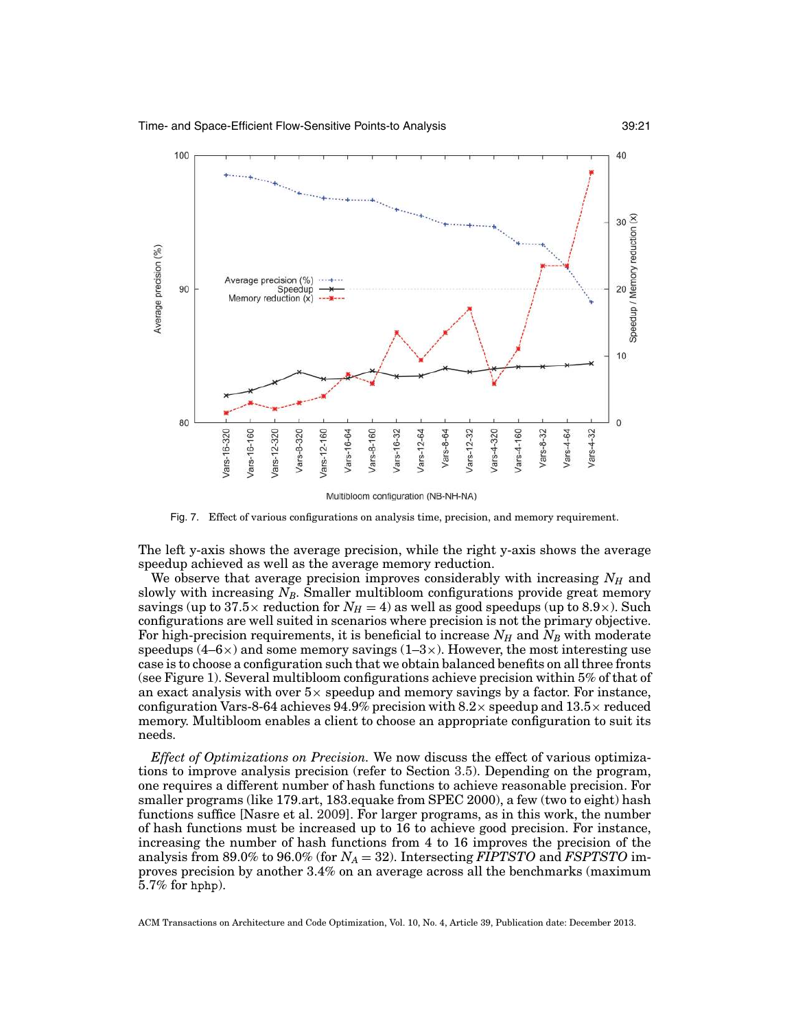Fig. 7. Effect of various configurations on analysis time, precision, and memory requirement.

The left y-axis shows the average precision, while the right y-axis shows the average speedup achieved as well as the average memory reduction.

We observe that average precision improves considerably with increasing $N_H$ and slowly with increasing $N_B$. Smaller multibloom configurations provide great memory savings (up to 37.5× reduction for $N_H = 4$) as well as good speedups (up to 8.9×). Such configurations are well suited in scenarios where precision is not the primary objective. For high-precision requirements, it is beneficial to increase $N_H$ and $N_B$ with moderate speedups (4–6×) and some memory savings (1–3×). However, the most interesting use case is to choose a configuration such that we obtain balanced benefits on all three fronts (see Figure 1). Several multibloom configurations achieve precision within 5% of that of an exact analysis with over 5× speedup and memory savings by a factor. For instance, configuration Vars-8-64 achieves 94.9% precision with 8.2× speedup and 13.5× reduced memory. Multibloom enables a client to choose an appropriate configuration to suit its needs.

*Effect of Optimizations on Precision.* We now discuss the effect of various optimizations to improve analysis precision (refer to Section 3.5). Depending on the program, one requires a different number of hash functions to achieve reasonable precision. For smaller programs (like 179.art, 183.equake from SPEC 2000), a few (two to eight) hash functions suffice [Nasre et al. 2009]. For larger programs, as in this work, the number of hash functions must be increased up to 16 to achieve good precision. For instance, increasing the number of hash functions from 4 to 16 improves the precision of the analysis from 89.0% to 96.0% (for $N_A = 32$). Intersecting *FIPTSTO* and *FSPTSTO* improves precision by another 3.4% on an average across all the benchmarks (maximum 5.7% for hphp).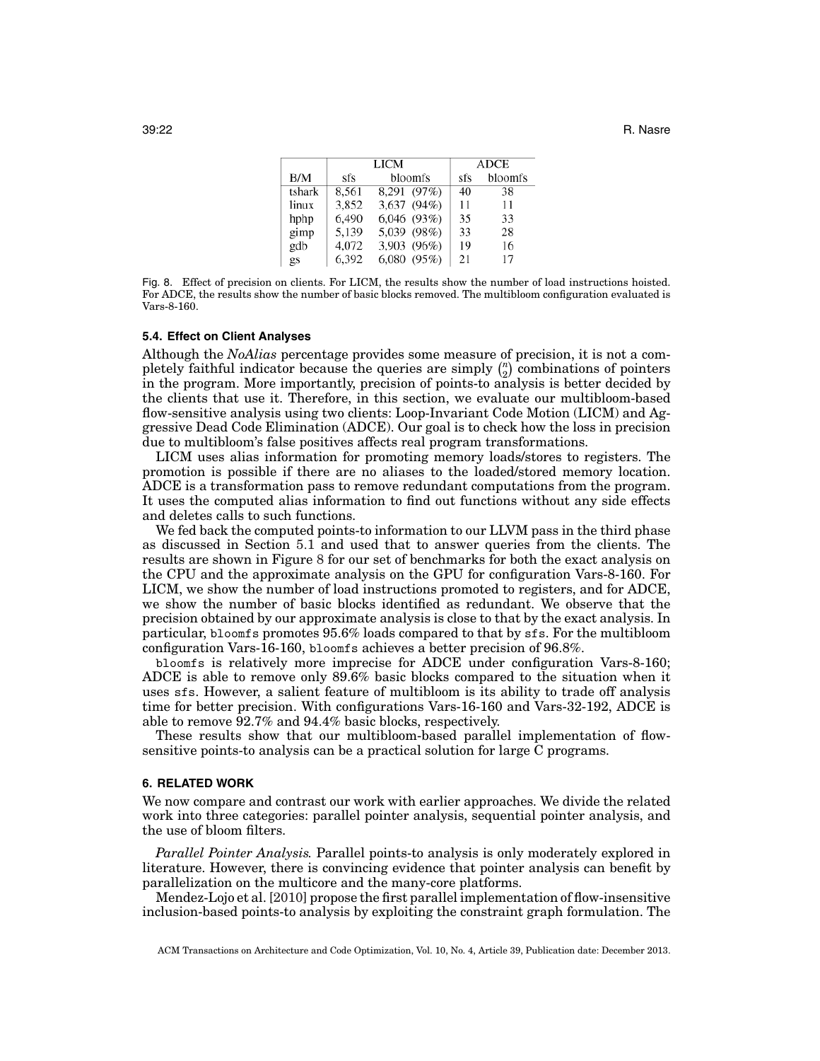| B/M | LICM | | ADCE | |
|---|---|---|---|---|
| | sfs | bloomfs | sfs | bloomfs |
| tshark | 8,561 | 8,291 (97%) | 40 | 38 |
| linux | 3,852 | 3,637 (94%) | 11 | 11 |
| hphp | 6,490 | 6,046 (93%) | 35 | 33 |
| gimp | 5,139 | 5,039 (98%) | 33 | 28 |
| gdb | 4,072 | 3,903 (96%) | 19 | 16 |
| gs | 6,392 | 6,080 (95%) | 21 | 17 |

Fig. 8. Effect of precision on clients. For LICM, the results show the number of load instructions hoisted. For ADCE, the results show the number of basic blocks removed. The multibloom configuration evaluated is Vars-8-160.

### 5.4. Effect on Client Analyses

Although the *NoAlias* percentage provides some measure of precision, it is not a completely faithful indicator because the queries are simply $\binom{n}{2}$ combinations of pointers in the program. More importantly, precision of points-to analysis is better decided by the clients that use it. Therefore, in this section, we evaluate our multibloom-based flow-sensitive analysis using two clients: Loop-Invariant Code Motion (LICM) and Aggressive Dead Code Elimination (ADCE). Our goal is to check how the loss in precision due to multibloom's false positives affects real program transformations.

LICM uses alias information for promoting memory loads/stores to registers. The promotion is possible if there are no aliases to the loaded/stored memory location. ADCE is a transformation pass to remove redundant computations from the program. It uses the computed alias information to find out functions without any side effects and deletes calls to such functions.

We fed back the computed points-to information to our LLVM pass in the third phase as discussed in Section 5.1 and used that to answer queries from the clients. The results are shown in Figure 8 for our set of benchmarks for both the exact analysis on the CPU and the approximate analysis on the GPU for configuration Vars-8-160. For LICM, we show the number of load instructions promoted to registers, and for ADCE, we show the number of basic blocks identified as redundant. We observe that the precision obtained by our approximate analysis is close to that by the exact analysis. In particular, `bloomfs` promotes 95.6% loads compared to that by `sfs`. For the multibloom configuration Vars-16-160, `bloomfs` achieves a better precision of 96.8%.

`bloomfs` is relatively more imprecise for ADCE under configuration Vars-8-160; ADCE is able to remove only 89.6% basic blocks compared to the situation when it uses `sfs`. However, a salient feature of multibloom is its ability to trade off analysis time for better precision. With configurations Vars-16-160 and Vars-32-192, ADCE is able to remove 92.7% and 94.4% basic blocks, respectively.

These results show that our multibloom-based parallel implementation of flow-sensitive points-to analysis can be a practical solution for large C programs.

## 6. RELATED WORK

We now compare and contrast our work with earlier approaches. We divide the related work into three categories: parallel pointer analysis, sequential pointer analysis, and the use of bloom filters.

*Parallel Pointer Analysis.* Parallel points-to analysis is only moderately explored in literature. However, there is convincing evidence that pointer analysis can benefit by parallelization on the multicore and the many-core platforms.

Mendez-Lojo et al. [2010] propose the first parallel implementation of flow-insensitive inclusion-based points-to analysis by exploiting the constraint graph formulation. The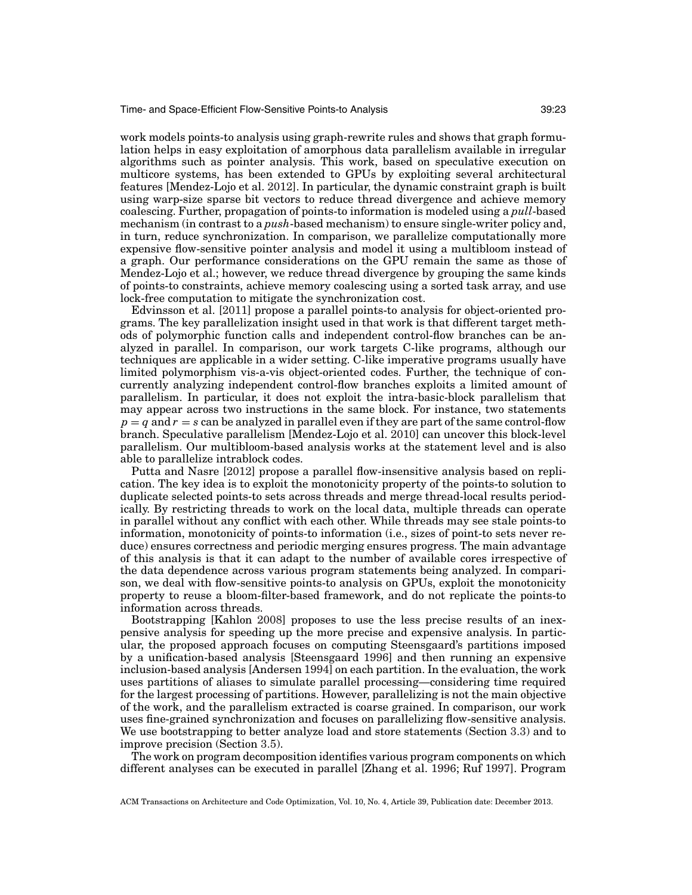work models points-to analysis using graph-rewrite rules and shows that graph formulation helps in easy exploitation of amorphous data parallelism available in irregular algorithms such as pointer analysis. This work, based on speculative execution on multicore systems, has been extended to GPUs by exploiting several architectural features [Mendez-Lojo et al. 2012]. In particular, the dynamic constraint graph is built using warp-size sparse bit vectors to reduce thread divergence and achieve memory coalescing. Further, propagation of points-to information is modeled using a *pull*-based mechanism (in contrast to a *push*-based mechanism) to ensure single-writer policy and, in turn, reduce synchronization. In comparison, we parallelize computationally more expensive flow-sensitive pointer analysis and model it using a multibloom instead of a graph. Our performance considerations on the GPU remain the same as those of Mendez-Lojo et al.; however, we reduce thread divergence by grouping the same kinds of points-to constraints, achieve memory coalescing using a sorted task array, and use lock-free computation to mitigate the synchronization cost.

Edvinsson et al. [2011] propose a parallel points-to analysis for object-oriented programs. The key parallelization insight used in that work is that different target methods of polymorphic function calls and independent control-flow branches can be analyzed in parallel. In comparison, our work targets C-like programs, although our techniques are applicable in a wider setting. C-like imperative programs usually have limited polymorphism vis-a-vis object-oriented codes. Further, the technique of concurrently analyzing independent control-flow branches exploits a limited amount of parallelism. In particular, it does not exploit the intra-basic-block parallelism that may appear across two instructions in the same block. For instance, two statements $p = q$ and $r = s$ can be analyzed in parallel even if they are part of the same control-flow branch. Speculative parallelism [Mendez-Lojo et al. 2010] can uncover this block-level parallelism. Our multibloom-based analysis works at the statement level and is also able to parallelize intrablock codes.

Putta and Nasre [2012] propose a parallel flow-insensitive analysis based on replication. The key idea is to exploit the monotonicity property of the points-to solution to duplicate selected points-to sets across threads and merge thread-local results periodically. By restricting threads to work on the local data, multiple threads can operate in parallel without any conflict with each other. While threads may see stale points-to information, monotonicity of points-to information (i.e., sizes of point-to sets never reduce) ensures correctness and periodic merging ensures progress. The main advantage of this analysis is that it can adapt to the number of available cores irrespective of the data dependence across various program statements being analyzed. In comparison, we deal with flow-sensitive points-to analysis on GPUs, exploit the monotonicity property to reuse a bloom-filter-based framework, and do not replicate the points-to information across threads.

Bootstrapping [Kahlon 2008] proposes to use the less precise results of an inexpensive analysis for speeding up the more precise and expensive analysis. In particular, the proposed approach focuses on computing Steensgaard's partitions imposed by a unification-based analysis [Steensgaard 1996] and then running an expensive inclusion-based analysis [Andersen 1994] on each partition. In the evaluation, the work uses partitions of aliases to simulate parallel processing—considering time required for the largest processing of partitions. However, parallelizing is not the main objective of the work, and the parallelism extracted is coarse grained. In comparison, our work uses fine-grained synchronization and focuses on parallelizing flow-sensitive analysis. We use bootstrapping to better analyze load and store statements (Section 3.3) and to improve precision (Section 3.5).

The work on program decomposition identifies various program components on which different analyses can be executed in parallel [Zhang et al. 1996; Ruf 1997]. Program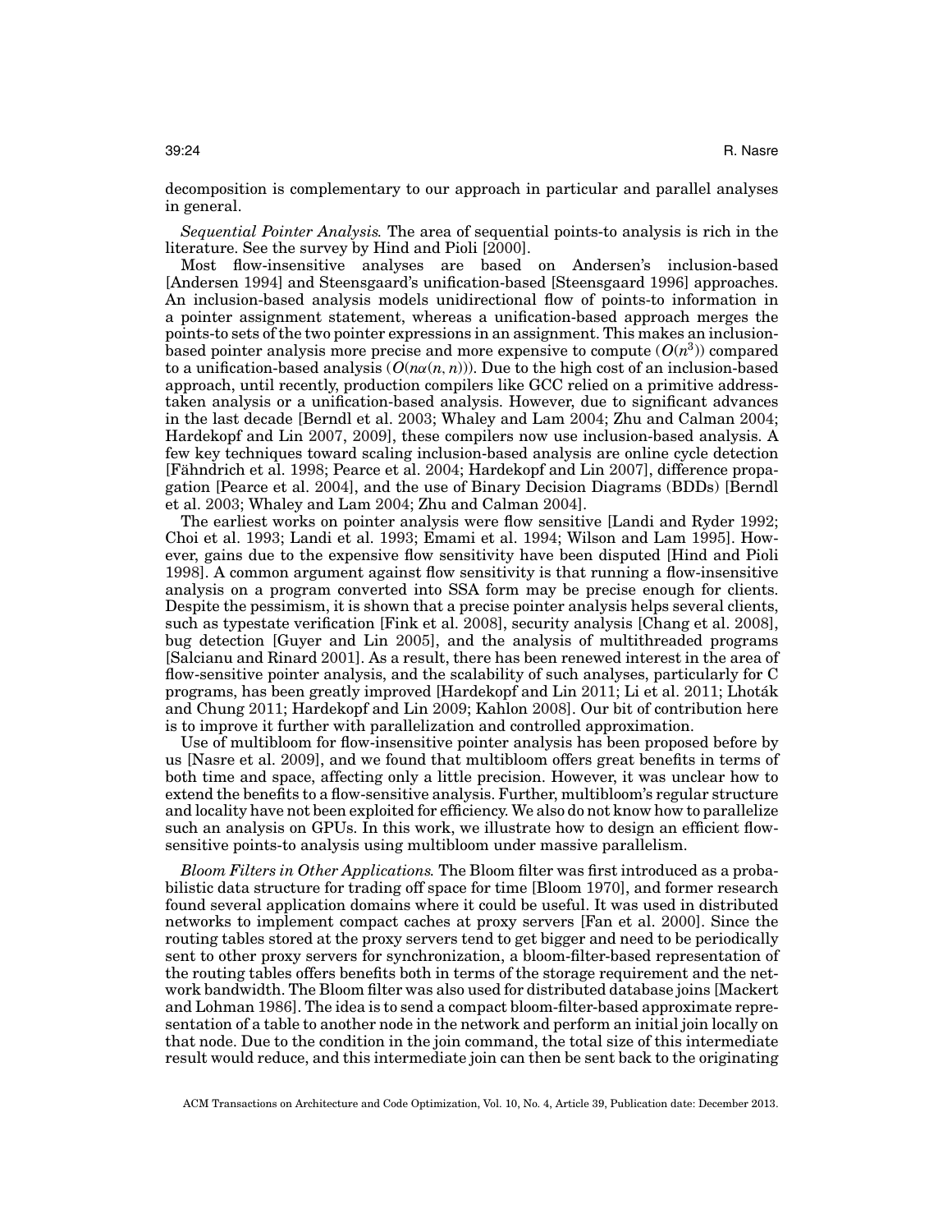decomposition is complementary to our approach in particular and parallel analyses in general.

*Sequential Pointer Analysis.* The area of sequential points-to analysis is rich in the literature. See the survey by Hind and Pioli [2000].

Most flow-insensitive analyses are based on Andersen's inclusion-based [Andersen 1994] and Steensgaard's unification-based [Steensgaard 1996] approaches. An inclusion-based analysis models unidirectional flow of points-to information in a pointer assignment statement, whereas a unification-based approach merges the points-to sets of the two pointer expressions in an assignment. This makes an inclusion-based pointer analysis more precise and more expensive to compute ($O(n^3)$) compared to a unification-based analysis ($O(n\alpha(n,n))$). Due to the high cost of an inclusion-based approach, until recently, production compilers like GCC relied on a primitive address-taken analysis or a unification-based analysis. However, due to significant advances in the last decade [Berndl et al. 2003; Whaley and Lam 2004; Zhu and Calman 2004; Hardekopf and Lin 2007, 2009], these compilers now use inclusion-based analysis. A few key techniques toward scaling inclusion-based analysis are online cycle detection [Fähndrich et al. 1998; Pearce et al. 2004; Hardekopf and Lin 2007], difference propagation [Pearce et al. 2004], and the use of Binary Decision Diagrams (BDDs) [Berndl et al. 2003; Whaley and Lam 2004; Zhu and Calman 2004].

The earliest works on pointer analysis were flow sensitive [Landi and Ryder 1992; Choi et al. 1993; Landi et al. 1993; Emami et al. 1994; Wilson and Lam 1995]. However, gains due to the expensive flow sensitivity have been disputed [Hind and Pioli 1998]. A common argument against flow sensitivity is that running a flow-insensitive analysis on a program converted into SSA form may be precise enough for clients. Despite the pessimism, it is shown that a precise pointer analysis helps several clients, such as typestate verification [Fink et al. 2008], security analysis [Chang et al. 2008], bug detection [Guyer and Lin 2005], and the analysis of multithreaded programs [Salcianu and Rinard 2001]. As a result, there has been renewed interest in the area of flow-sensitive pointer analysis, and the scalability of such analyses, particularly for C programs, has been greatly improved [Hardekopf and Lin 2011; Li et al. 2011; Lhoták and Chung 2011; Hardekopf and Lin 2009; Kahlon 2008]. Our bit of contribution here is to improve it further with parallelization and controlled approximation.

Use of multibloom for flow-insensitive pointer analysis has been proposed before by us [Nasre et al. 2009], and we found that multibloom offers great benefits in terms of both time and space, affecting only a little precision. However, it was unclear how to extend the benefits to a flow-sensitive analysis. Further, multibloom's regular structure and locality have not been exploited for efficiency. We also do not know how to parallelize such an analysis on GPUs. In this work, we illustrate how to design an efficient flow-sensitive points-to analysis using multibloom under massive parallelism.

*Bloom Filters in Other Applications.* The Bloom filter was first introduced as a probabilistic data structure for trading off space for time [Bloom 1970], and former research found several application domains where it could be useful. It was used in distributed networks to implement compact caches at proxy servers [Fan et al. 2000]. Since the routing tables stored at the proxy servers tend to get bigger and need to be periodically sent to other proxy servers for synchronization, a bloom-filter-based representation of the routing tables offers benefits both in terms of the storage requirement and the network bandwidth. The Bloom filter was also used for distributed database joins [Mackert and Lohman 1986]. The idea is to send a compact bloom-filter-based approximate representation of a table to another node in the network and perform an initial join locally on that node. Due to the condition in the join command, the total size of this intermediate result would reduce, and this intermediate join can then be sent back to the originating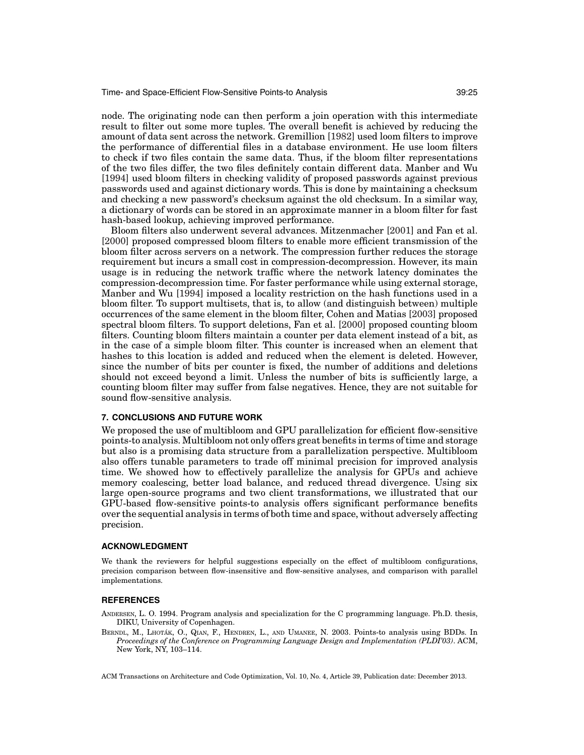node. The originating node can then perform a join operation with this intermediate result to filter out some more tuples. The overall benefit is achieved by reducing the amount of data sent across the network. Gremillion [1982] used loom filters to improve the performance of differential files in a database environment. He use loom filters to check if two files contain the same data. Thus, if the bloom filter representations of the two files differ, the two files definitely contain different data. Manber and Wu [1994] used bloom filters in checking validity of proposed passwords against previous passwords used and against dictionary words. This is done by maintaining a checksum and checking a new password's checksum against the old checksum. In a similar way, a dictionary of words can be stored in an approximate manner in a bloom filter for fast hash-based lookup, achieving improved performance.

Bloom filters also underwent several advances. Mitzenmacher [2001] and Fan et al. [2000] proposed compressed bloom filters to enable more efficient transmission of the bloom filter across servers on a network. The compression further reduces the storage requirement but incurs a small cost in compression-decompression. However, its main usage is in reducing the network traffic where the network latency dominates the compression-decompression time. For faster performance while using external storage, Manber and Wu [1994] imposed a locality restriction on the hash functions used in a bloom filter. To support multisets, that is, to allow (and distinguish between) multiple occurrences of the same element in the bloom filter, Cohen and Matias [2003] proposed spectral bloom filters. To support deletions, Fan et al. [2000] proposed counting bloom filters. Counting bloom filters maintain a counter per data element instead of a bit, as in the case of a simple bloom filter. This counter is increased when an element that hashes to this location is added and reduced when the element is deleted. However, since the number of bits per counter is fixed, the number of additions and deletions should not exceed beyond a limit. Unless the number of bits is sufficiently large, a counting bloom filter may suffer from false negatives. Hence, they are not suitable for sound flow-sensitive analysis.

## 7. CONCLUSIONS AND FUTURE WORK

We proposed the use of multibloom and GPU parallelization for efficient flow-sensitive points-to analysis. Multibloom not only offers great benefits in terms of time and storage but also is a promising data structure from a parallelization perspective. Multibloom also offers tunable parameters to trade off minimal precision for improved analysis time. We showed how to effectively parallelize the analysis for GPUs and achieve memory coalescing, better load balance, and reduced thread divergence. Using six large open-source programs and two client transformations, we illustrated that our GPU-based flow-sensitive points-to analysis offers significant performance benefits over the sequential analysis in terms of both time and space, without adversely affecting precision.

## ACKNOWLEDGMENT

We thank the reviewers for helpful suggestions especially on the effect of multibloom configurations, precision comparison between flow-insensitive and flow-sensitive analyses, and comparison with parallel implementations.

## REFERENCES

ANDERSEN, L. O. 1994. Program analysis and specialization for the C programming language. Ph.D. thesis, DIKU, University of Copenhagen.

BERNDL, M., LHOTÁK, O., QIAN, F., HENDREN, L., AND UMANEE, N. 2003. Points-to analysis using BDDs. In *Proceedings of the Conference on Programming Language Design and Implementation (PLDI'03)*. ACM, New York, NY, 103–114.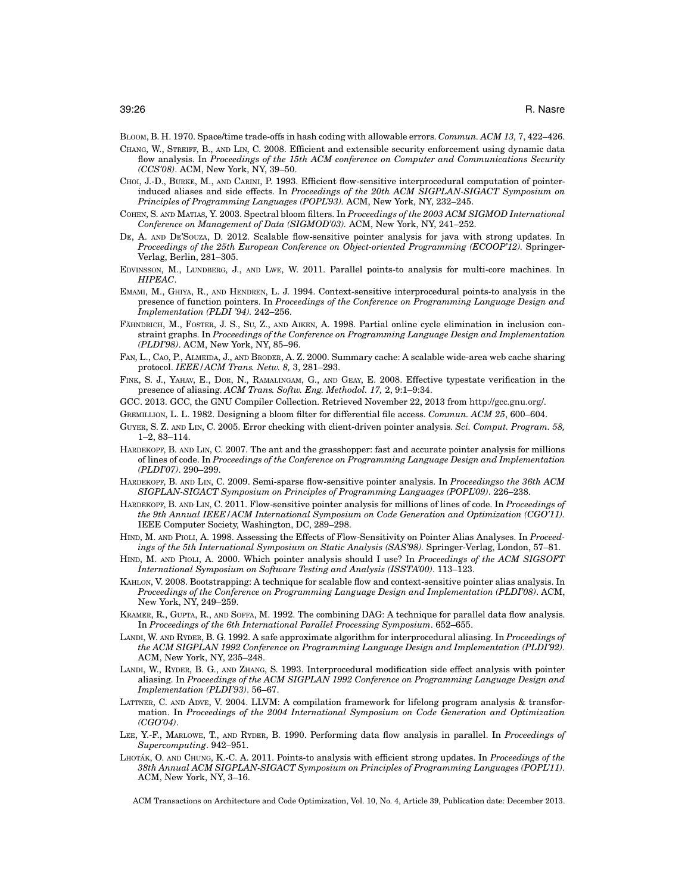BLOOM, B. H. 1970. Space/time trade-offs in hash coding with allowable errors. *Commun. ACM 13,* 7, 422–426.

CHANG, W., STREIFF, B., AND LIN, C. 2008. Efficient and extensible security enforcement using dynamic data flow analysis. In *Proceedings of the 15th ACM conference on Computer and Communications Security (CCS'08)*. ACM, New York, NY, 39–50.

CHOI, J.-D., BURKE, M., AND CARINI, P. 1993. Efficient flow-sensitive interprocedural computation of pointer-induced aliases and side effects. In *Proceedings of the 20th ACM SIGPLAN-SIGACT Symposium on Principles of Programming Languages (POPL'93).* ACM, New York, NY, 232–245.

COHEN, S. AND MATIAS, Y. 2003. Spectral bloom filters. In *Proceedings of the 2003 ACM SIGMOD International Conference on Management of Data (SIGMOD'03).* ACM, New York, NY, 241–252.

DE, A. AND DE'SOUZA, D. 2012. Scalable flow-sensitive pointer analysis for java with strong updates. In *Proceedings of the 25th European Conference on Object-oriented Programming (ECOOP'12).* Springer-Verlag, Berlin, 281–305.

EDVINSSON, M., LUNDBERG, J., AND LWE, W. 2011. Parallel points-to analysis for multi-core machines. In *HIPEAC*.

EMAMI, M., GHIYA, R., AND HENDREN, L. J. 1994. Context-sensitive interprocedural points-to analysis in the presence of function pointers. In *Proceedings of the Conference on Programming Language Design and Implementation (PLDI '94).* 242–256.

FÄHNDRICH, M., FOSTER, J. S., SU, Z., AND AIKEN, A. 1998. Partial online cycle elimination in inclusion constraint graphs. In *Proceedings of the Conference on Programming Language Design and Implementation (PLDI'98)*. ACM, New York, NY, 85–96.

FAN, L., CAO, P., ALMEIDA, J., AND BRODER, A. Z. 2000. Summary cache: A scalable wide-area web cache sharing protocol. *IEEE/ACM Trans. Netw. 8,* 3, 281–293.

FINK, S. J., YAHAV, E., DOR, N., RAMALINGAM, G., AND GEAY, E. 2008. Effective typestate verification in the presence of aliasing. *ACM Trans. Softw. Eng. Methodol. 17,* 2, 9:1–9:34.

GCC. 2013. GCC, the GNU Compiler Collection. Retrieved November 22, 2013 from http://gcc.gnu.org/.

GREMILLION, L. L. 1982. Designing a bloom filter for differential file access. *Commun. ACM 25*, 600–604.

GUYER, S. Z. AND LIN, C. 2005. Error checking with client-driven pointer analysis. *Sci. Comput. Program. 58,* 1–2, 83–114.

HARDEKOPF, B. AND LIN, C. 2007. The ant and the grasshopper: fast and accurate pointer analysis for millions of lines of code. In *Proceedings of the Conference on Programming Language Design and Implementation (PLDI'07)*. 290–299.

HARDEKOPF, B. AND LIN, C. 2009. Semi-sparse flow-sensitive pointer analysis. In *Proceedingso the 36th ACM SIGPLAN-SIGACT Symposium on Principles of Programming Languages (POPL'09)*. 226–238.

HARDEKOPF, B. AND LIN, C. 2011. Flow-sensitive pointer analysis for millions of lines of code. In *Proceedings of the 9th Annual IEEE/ACM International Symposium on Code Generation and Optimization (CGO'11).* IEEE Computer Society, Washington, DC, 289–298.

HIND, M. AND PIOLI, A. 1998. Assessing the Effects of Flow-Sensitivity on Pointer Alias Analyses. In *Proceedings of the 5th International Symposium on Static Analysis (SAS'98).* Springer-Verlag, London, 57–81.

HIND, M. AND PIOLI, A. 2000. Which pointer analysis should I use? In *Proceedings of the ACM SIGSOFT International Symposium on Software Testing and Analysis (ISSTA'00)*. 113–123.

KAHLON, V. 2008. Bootstrapping: A technique for scalable flow and context-sensitive pointer alias analysis. In *Proceedings of the Conference on Programming Language Design and Implementation (PLDI'08)*. ACM, New York, NY, 249–259.

KRAMER, R., GUPTA, R., AND SOFFA, M. 1992. The combining DAG: A technique for parallel data flow analysis. In *Proceedings of the 6th International Parallel Processing Symposium*. 652–655.

LANDI, W. AND RYDER, B. G. 1992. A safe approximate algorithm for interprocedural aliasing. In *Proceedings of the ACM SIGPLAN 1992 Conference on Programming Language Design and Implementation (PLDI'92).* ACM, New York, NY, 235–248.

LANDI, W., RYDER, B. G., AND ZHANG, S. 1993. Interprocedural modification side effect analysis with pointer aliasing. In *Proceedings of the ACM SIGPLAN 1992 Conference on Programming Language Design and Implementation (PLDI'93)*. 56–67.

LATTNER, C. AND ADVE, V. 2004. LLVM: A compilation framework for lifelong program analysis & transformation. In *Proceedings of the 2004 International Symposium on Code Generation and Optimization (CGO'04)*.

LEE, Y.-F., MARLOWE, T., AND RYDER, B. 1990. Performing data flow analysis in parallel. In *Proceedings of Supercomputing*. 942–951.

LHOTÁK, O. AND CHUNG, K.-C. A. 2011. Points-to analysis with efficient strong updates. In *Proceedings of the 38th Annual ACM SIGPLAN-SIGACT Symposium on Principles of Programming Languages (POPL'11).* ACM, New York, NY, 3–16.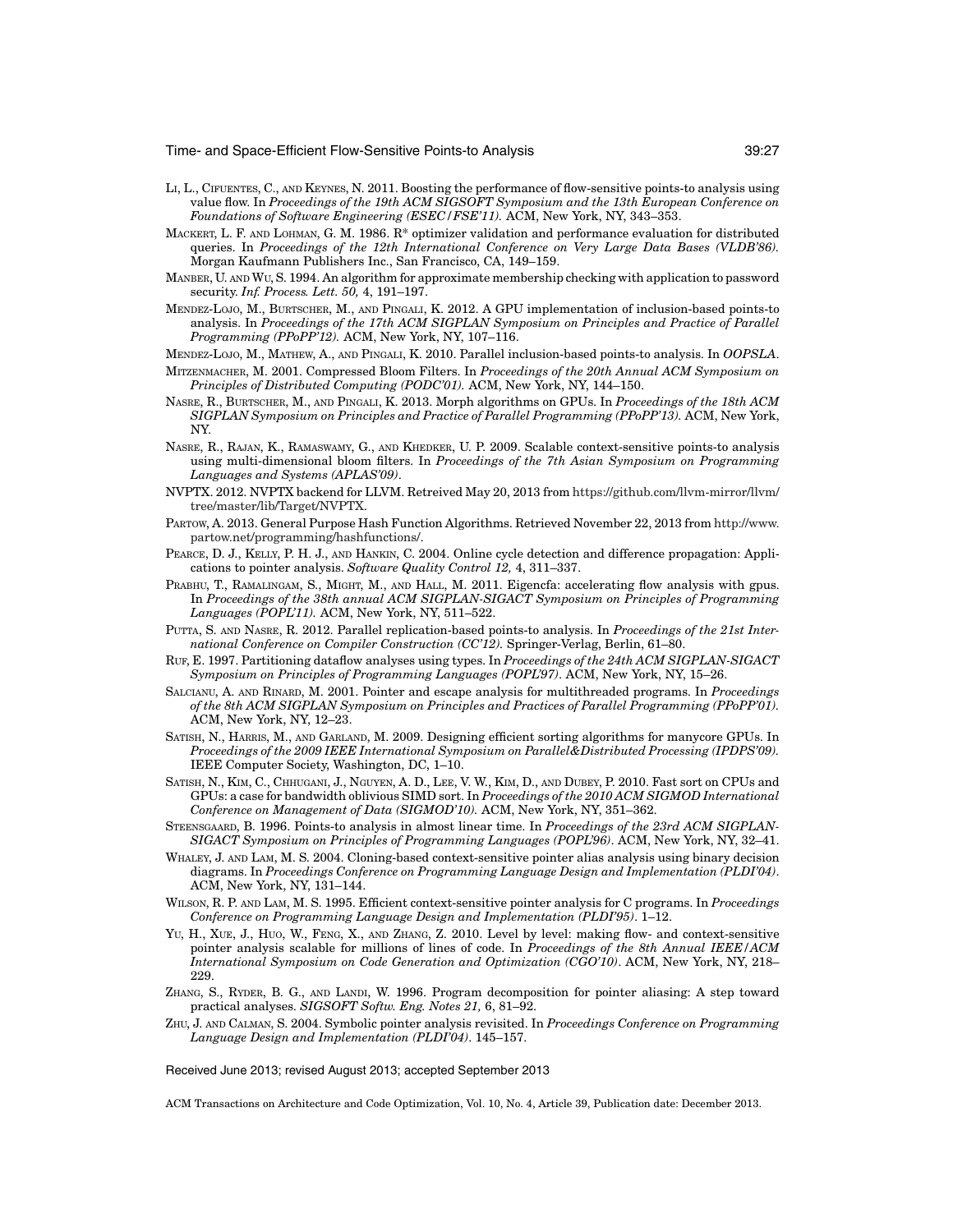LI, L., CIFUENTES, C., AND KEYNES, N. 2011. Boosting the performance of flow-sensitive points-to analysis using value flow. In *Proceedings of the 19th ACM SIGSOFT Symposium and the 13th European Conference on Foundations of Software Engineering (ESEC/FSE'11)*. ACM, New York, NY, 343–353.

MACKERT, L. F. AND LOHMAN, G. M. 1986. R* optimizer validation and performance evaluation for distributed queries. In *Proceedings of the 12th International Conference on Very Large Data Bases (VLDB'86)*. Morgan Kaufmann Publishers Inc., San Francisco, CA, 149–159.

MANBER, U. AND WU, S. 1994. An algorithm for approximate membership checking with application to password security. *Inf. Process. Lett. 50,* 4, 191–197.

MENDEZ-LOJO, M., BURTSCHER, M., AND PINGALI, K. 2012. A GPU implementation of inclusion-based points-to analysis. In *Proceedings of the 17th ACM SIGPLAN Symposium on Principles and Practice of Parallel Programming (PPoPP'12)*. ACM, New York, NY, 107–116.

MENDEZ-LOJO, M., MATHEW, A., AND PINGALI, K. 2010. Parallel inclusion-based points-to analysis. In *OOPSLA*.

MITZENMACHER, M. 2001. Compressed Bloom Filters. In *Proceedings of the 20th Annual ACM Symposium on Principles of Distributed Computing (PODC'01)*. ACM, New York, NY, 144–150.

NASRE, R., BURTSCHER, M., AND PINGALI, K. 2013. Morph algorithms on GPUs. In *Proceedings of the 18th ACM SIGPLAN Symposium on Principles and Practice of Parallel Programming (PPoPP'13)*. ACM, New York, NY.

NASRE, R., RAJAN, K., RAMASWAMY, G., AND KHEDKER, U. P. 2009. Scalable context-sensitive points-to analysis using multi-dimensional bloom filters. In *Proceedings of the 7th Asian Symposium on Programming Languages and Systems (APLAS'09)*.

NVPTX. 2012. NVPTX backend for LLVM. Retreived May 20, 2013 from https://github.com/llvm-mirror/llvm/tree/master/lib/Target/NVPTX.

PARTOW, A. 2013. General Purpose Hash Function Algorithms. Retrieved November 22, 2013 from http://www.partow.net/programming/hashfunctions/.

PEARCE, D. J., KELLY, P. H. J., AND HANKIN, C. 2004. Online cycle detection and difference propagation: Applications to pointer analysis. *Software Quality Control 12,* 4, 311–337.

PRABHU, T., RAMALINGAM, S., MIGHT, M., AND HALL, M. 2011. Eigencfa: accelerating flow analysis with gpus. In *Proceedings of the 38th annual ACM SIGPLAN-SIGACT Symposium on Principles of Programming Languages (POPL'11)*. ACM, New York, NY, 511–522.

PUTTA, S. AND NASRE, R. 2012. Parallel replication-based points-to analysis. In *Proceedings of the 21st International Conference on Compiler Construction (CC'12)*. Springer-Verlag, Berlin, 61–80.

RUF, E. 1997. Partitioning dataflow analyses using types. In *Proceedings of the 24th ACM SIGPLAN-SIGACT Symposium on Principles of Programming Languages (POPL'97)*. ACM, New York, NY, 15–26.

SALCIANU, A. AND RINARD, M. 2001. Pointer and escape analysis for multithreaded programs. In *Proceedings of the 8th ACM SIGPLAN Symposium on Principles and Practices of Parallel Programming (PPoPP'01)*. ACM, New York, NY, 12–23.

SATISH, N., HARRIS, M., AND GARLAND, M. 2009. Designing efficient sorting algorithms for manycore GPUs. In *Proceedings of the 2009 IEEE International Symposium on Parallel&Distributed Processing (IPDPS'09)*. IEEE Computer Society, Washington, DC, 1–10.

SATISH, N., KIM, C., CHHUGANI, J., NGUYEN, A. D., LEE, V. W., KIM, D., AND DUBEY, P. 2010. Fast sort on CPUs and GPUs: a case for bandwidth oblivious SIMD sort. In *Proceedings of the 2010 ACM SIGMOD International Conference on Management of Data (SIGMOD'10)*. ACM, New York, NY, 351–362.

STEENSGAARD, B. 1996. Points-to analysis in almost linear time. In *Proceedings of the 23rd ACM SIGPLAN-SIGACT Symposium on Principles of Programming Languages (POPL'96)*. ACM, New York, NY, 32–41.

WHALEY, J. AND LAM, M. S. 2004. Cloning-based context-sensitive pointer alias analysis using binary decision diagrams. In *Proceedings Conference on Programming Language Design and Implementation (PLDI'04)*. ACM, New York, NY, 131–144.

WILSON, R. P. AND LAM, M. S. 1995. Efficient context-sensitive pointer analysis for C programs. In *Proceedings Conference on Programming Language Design and Implementation (PLDI'95)*. 1–12.

YU, H., XUE, J., HUO, W., FENG, X., AND ZHANG, Z. 2010. Level by level: making flow- and context-sensitive pointer analysis scalable for millions of lines of code. In *Proceedings of the 8th Annual IEEE/ACM International Symposium on Code Generation and Optimization (CGO'10)*. ACM, New York, NY, 218–229.

ZHANG, S., RYDER, B. G., AND LANDI, W. 1996. Program decomposition for pointer aliasing: A step toward practical analyses. *SIGSOFT Softw. Eng. Notes 21,* 6, 81–92.

ZHU, J. AND CALMAN, S. 2004. Symbolic pointer analysis revisited. In *Proceedings Conference on Programming Language Design and Implementation (PLDI'04)*. 145–157.

Received June 2013; revised August 2013; accepted September 2013